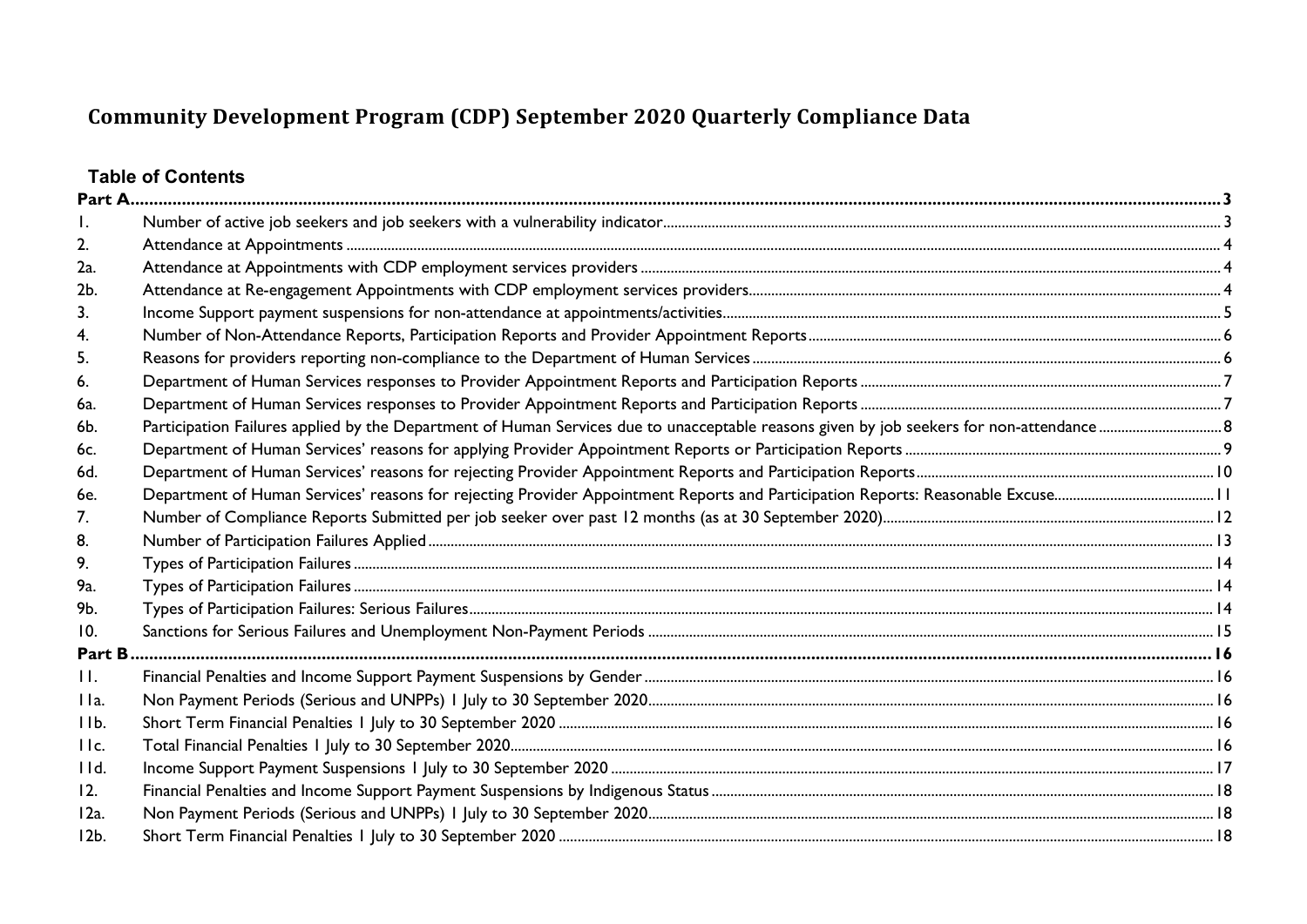# Community Development Program (CDP) September 2020 Quarterly Compliance Data

## Table of Contents

| | | |
|---|---|---|
| **Part A** | | **3** |
| 1. | Number of active job seekers and job seekers with a vulnerability indicator | 3 |
| 2. | Attendance at Appointments | 4 |
| 2a. | Attendance at Appointments with CDP employment services providers | 4 |
| 2b. | Attendance at Re-engagement Appointments with CDP employment services providers | 4 |
| 3. | Income Support payment suspensions for non-attendance at appointments/activities | 5 |
| 4. | Number of Non-Attendance Reports, Participation Reports and Provider Appointment Reports | 6 |
| 5. | Reasons for providers reporting non-compliance to the Department of Human Services | 6 |
| 6. | Department of Human Services responses to Provider Appointment Reports and Participation Reports | 7 |
| 6a. | Department of Human Services responses to Provider Appointment Reports and Participation Reports | 7 |
| 6b. | Participation Failures applied by the Department of Human Services due to unacceptable reasons given by job seekers for non-attendance | 8 |
| 6c. | Department of Human Services' reasons for applying Provider Appointment Reports or Participation Reports | 9 |
| 6d. | Department of Human Services' reasons for rejecting Provider Appointment Reports and Participation Reports | 10 |
| 6e. | Department of Human Services' reasons for rejecting Provider Appointment Reports and Participation Reports: Reasonable Excuse | 11 |
| 7. | Number of Compliance Reports Submitted per job seeker over past 12 months (as at 30 September 2020) | 12 |
| 8. | Number of Participation Failures Applied | 13 |
| 9. | Types of Participation Failures | 14 |
| 9a. | Types of Participation Failures | 14 |
| 9b. | Types of Participation Failures: Serious Failures | 14 |
| 10. | Sanctions for Serious Failures and Unemployment Non-Payment Periods | 15 |
| **Part B** | | **16** |
| 11. | Financial Penalties and Income Support Payment Suspensions by Gender | 16 |
| 11a. | Non Payment Periods (Serious and UNPPs) 1 July to 30 September 2020 | 16 |
| 11b. | Short Term Financial Penalties 1 July to 30 September 2020 | 16 |
| 11c. | Total Financial Penalties 1 July to 30 September 2020 | 16 |
| 11d. | Income Support Payment Suspensions 1 July to 30 September 2020 | 17 |
| 12. | Financial Penalties and Income Support Payment Suspensions by Indigenous Status | 18 |
| 12a. | Non Payment Periods (Serious and UNPPs) 1 July to 30 September 2020 | 18 |
| 12b. | Short Term Financial Penalties 1 July to 30 September 2020 | 18 |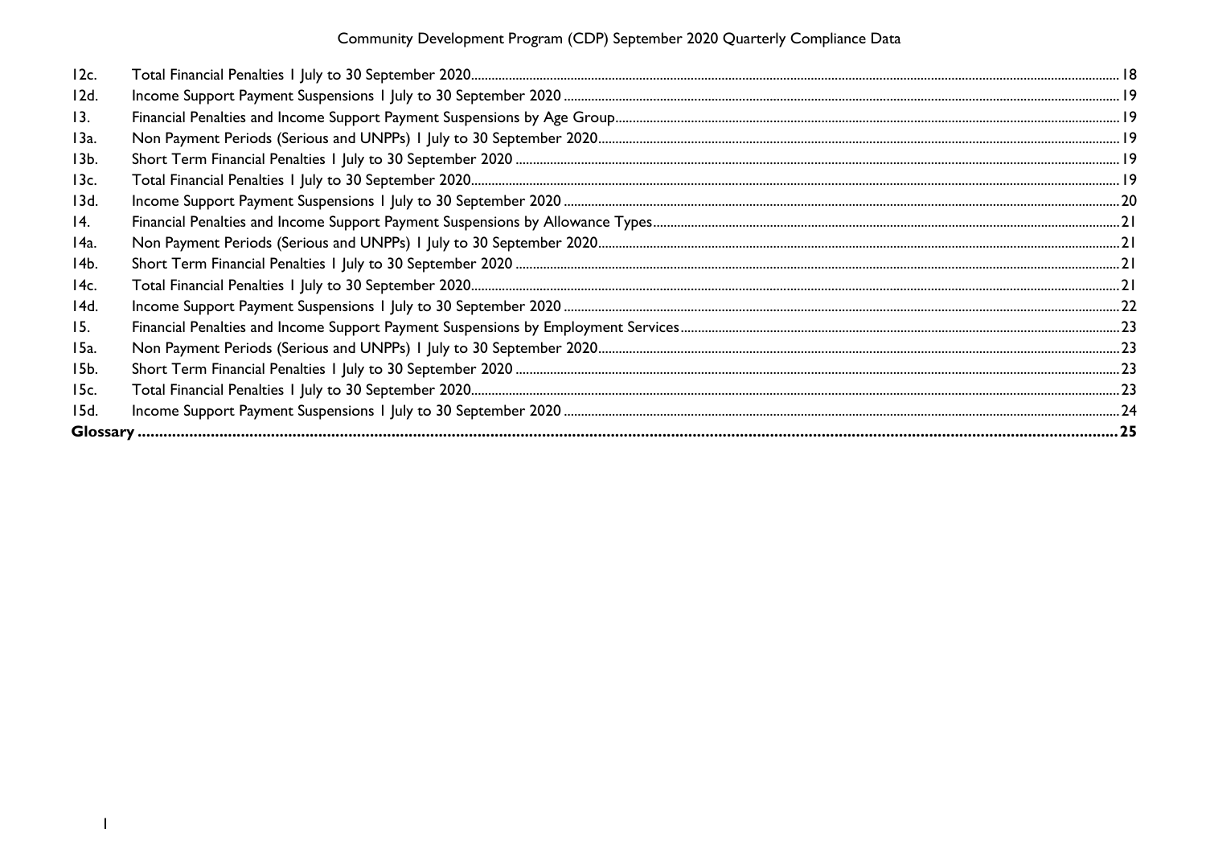| | | |
|---|---|---|
| 12c. | Total Financial Penalties 1 July to 30 September 2020 | 18 |
| 12d. | Income Support Payment Suspensions 1 July to 30 September 2020 | 19 |
| 13. | Financial Penalties and Income Support Payment Suspensions by Age Group | 19 |
| 13a. | Non Payment Periods (Serious and UNPPs) 1 July to 30 September 2020 | 19 |
| 13b. | Short Term Financial Penalties 1 July to 30 September 2020 | 19 |
| 13c. | Total Financial Penalties 1 July to 30 September 2020 | 19 |
| 13d. | Income Support Payment Suspensions 1 July to 30 September 2020 | 20 |
| 14. | Financial Penalties and Income Support Payment Suspensions by Allowance Types | 21 |
| 14a. | Non Payment Periods (Serious and UNPPs) 1 July to 30 September 2020 | 21 |
| 14b. | Short Term Financial Penalties 1 July to 30 September 2020 | 21 |
| 14c. | Total Financial Penalties 1 July to 30 September 2020 | 21 |
| 14d. | Income Support Payment Suspensions 1 July to 30 September 2020 | 22 |
| 15. | Financial Penalties and Income Support Payment Suspensions by Employment Services | 23 |
| 15a. | Non Payment Periods (Serious and UNPPs) 1 July to 30 September 2020 | 23 |
| 15b. | Short Term Financial Penalties 1 July to 30 September 2020 | 23 |
| 15c. | Total Financial Penalties 1 July to 30 September 2020 | 23 |
| 15d. | Income Support Payment Suspensions 1 July to 30 September 2020 | 24 |
| **Glossary** | | **25** |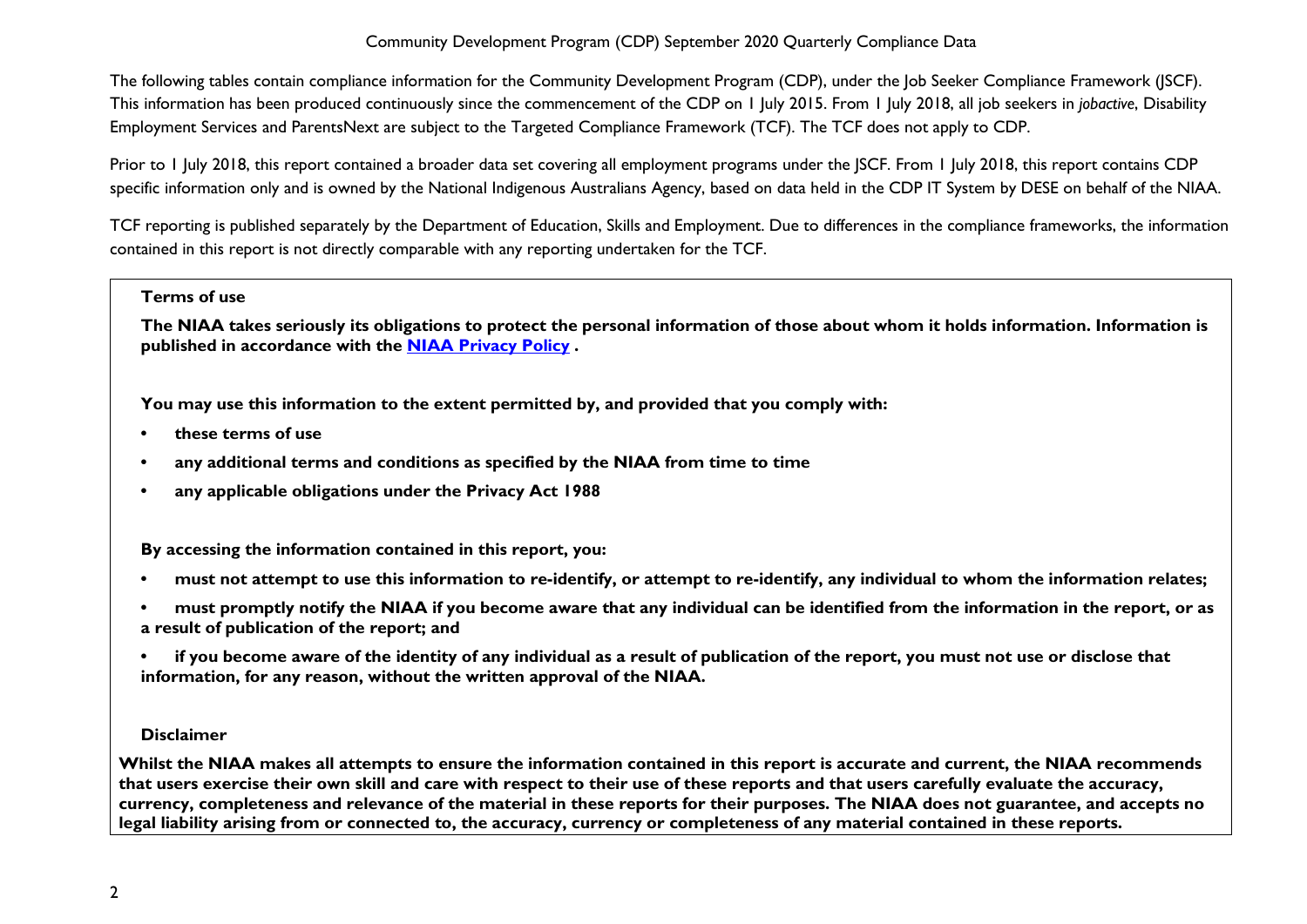The following tables contain compliance information for the Community Development Program (CDP), under the Job Seeker Compliance Framework (JSCF). This information has been produced continuously since the commencement of the CDP on 1 July 2015. From 1 July 2018, all job seekers in *jobactive*, Disability Employment Services and ParentsNext are subject to the Targeted Compliance Framework (TCF). The TCF does not apply to CDP.

Prior to 1 July 2018, this report contained a broader data set covering all employment programs under the JSCF. From 1 July 2018, this report contains CDP specific information only and is owned by the National Indigenous Australians Agency, based on data held in the CDP IT System by DESE on behalf of the NIAA.

TCF reporting is published separately by the Department of Education, Skills and Employment. Due to differences in the compliance frameworks, the information contained in this report is not directly comparable with any reporting undertaken for the TCF.

**Terms of use**

**The NIAA takes seriously its obligations to protect the personal information of those about whom it holds information. Information is published in accordance with the [NIAA Privacy Policy](NIAA Privacy Policy) .**

**You may use this information to the extent permitted by, and provided that you comply with:**

- **these terms of use**
- **any additional terms and conditions as specified by the NIAA from time to time**
- **any applicable obligations under the Privacy Act 1988**

**By accessing the information contained in this report, you:**

- **must not attempt to use this information to re-identify, or attempt to re-identify, any individual to whom the information relates;**
- **must promptly notify the NIAA if you become aware that any individual can be identified from the information in the report, or as a result of publication of the report; and**
- **if you become aware of the identity of any individual as a result of publication of the report, you must not use or disclose that information, for any reason, without the written approval of the NIAA.**

**Disclaimer**

**Whilst the NIAA makes all attempts to ensure the information contained in this report is accurate and current, the NIAA recommends that users exercise their own skill and care with respect to their use of these reports and that users carefully evaluate the accuracy, currency, completeness and relevance of the material in these reports for their purposes. The NIAA does not guarantee, and accepts no legal liability arising from or connected to, the accuracy, currency or completeness of any material contained in these reports.**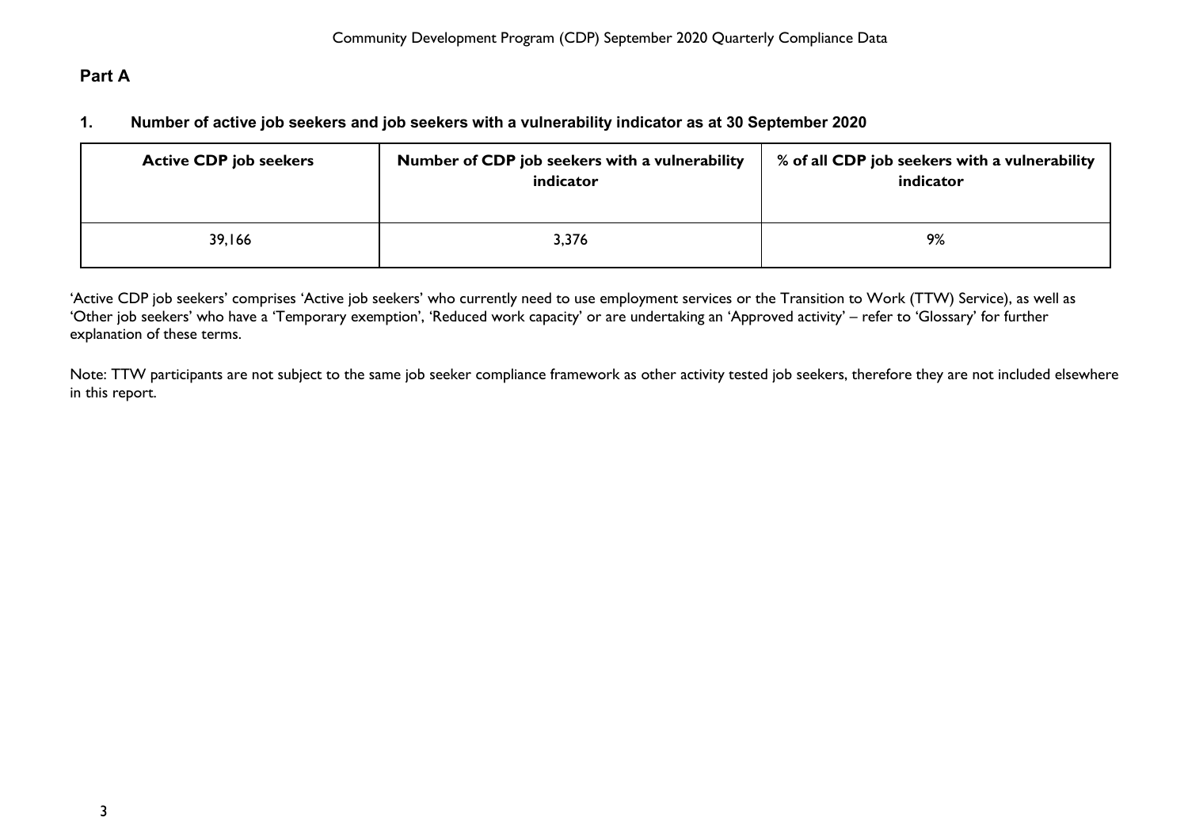## Part A

### 1. Number of active job seekers and job seekers with a vulnerability indicator as at 30 September 2020

| Active CDP job seekers | Number of CDP job seekers with a vulnerability indicator | % of all CDP job seekers with a vulnerability indicator |
|---|---|---|
| 39,166 | 3,376 | 9% |

'Active CDP job seekers' comprises 'Active job seekers' who currently need to use employment services or the Transition to Work (TTW) Service), as well as 'Other job seekers' who have a 'Temporary exemption', 'Reduced work capacity' or are undertaking an 'Approved activity' – refer to 'Glossary' for further explanation of these terms.

Note: TTW participants are not subject to the same job seeker compliance framework as other activity tested job seekers, therefore they are not included elsewhere in this report.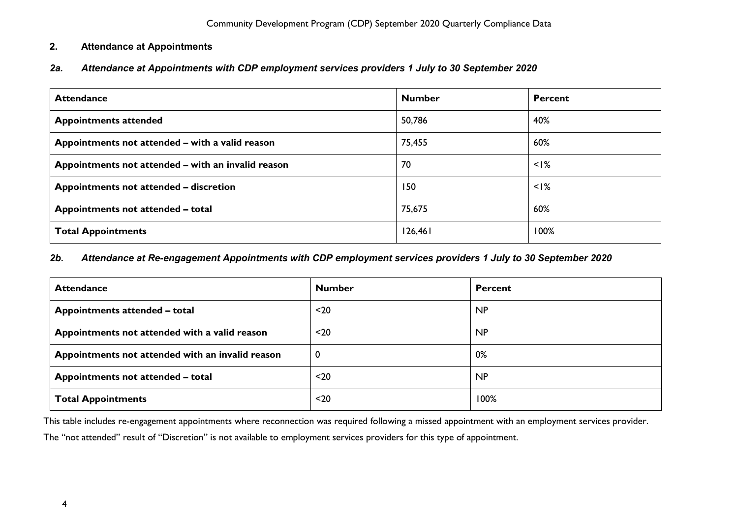## 2. Attendance at Appointments

### *2a. Attendance at Appointments with CDP employment services providers 1 July to 30 September 2020*

| Attendance | Number | Percent |
|---|---|---|
| **Appointments attended** | 50,786 | 40% |
| **Appointments not attended – with a valid reason** | 75,455 | 60% |
| **Appointments not attended – with an invalid reason** | 70 | <1% |
| **Appointments not attended – discretion** | 150 | <1% |
| **Appointments not attended – total** | 75,675 | 60% |
| **Total Appointments** | 126,461 | 100% |

### *2b. Attendance at Re-engagement Appointments with CDP employment services providers 1 July to 30 September 2020*

| Attendance | Number | Percent |
|---|---|---|
| **Appointments attended – total** | <20 | NP |
| **Appointments not attended with a valid reason** | <20 | NP |
| **Appointments not attended with an invalid reason** | 0 | 0% |
| **Appointments not attended – total** | <20 | NP |
| **Total Appointments** | <20 | 100% |

This table includes re-engagement appointments where reconnection was required following a missed appointment with an employment services provider.

The "not attended" result of "Discretion" is not available to employment services providers for this type of appointment.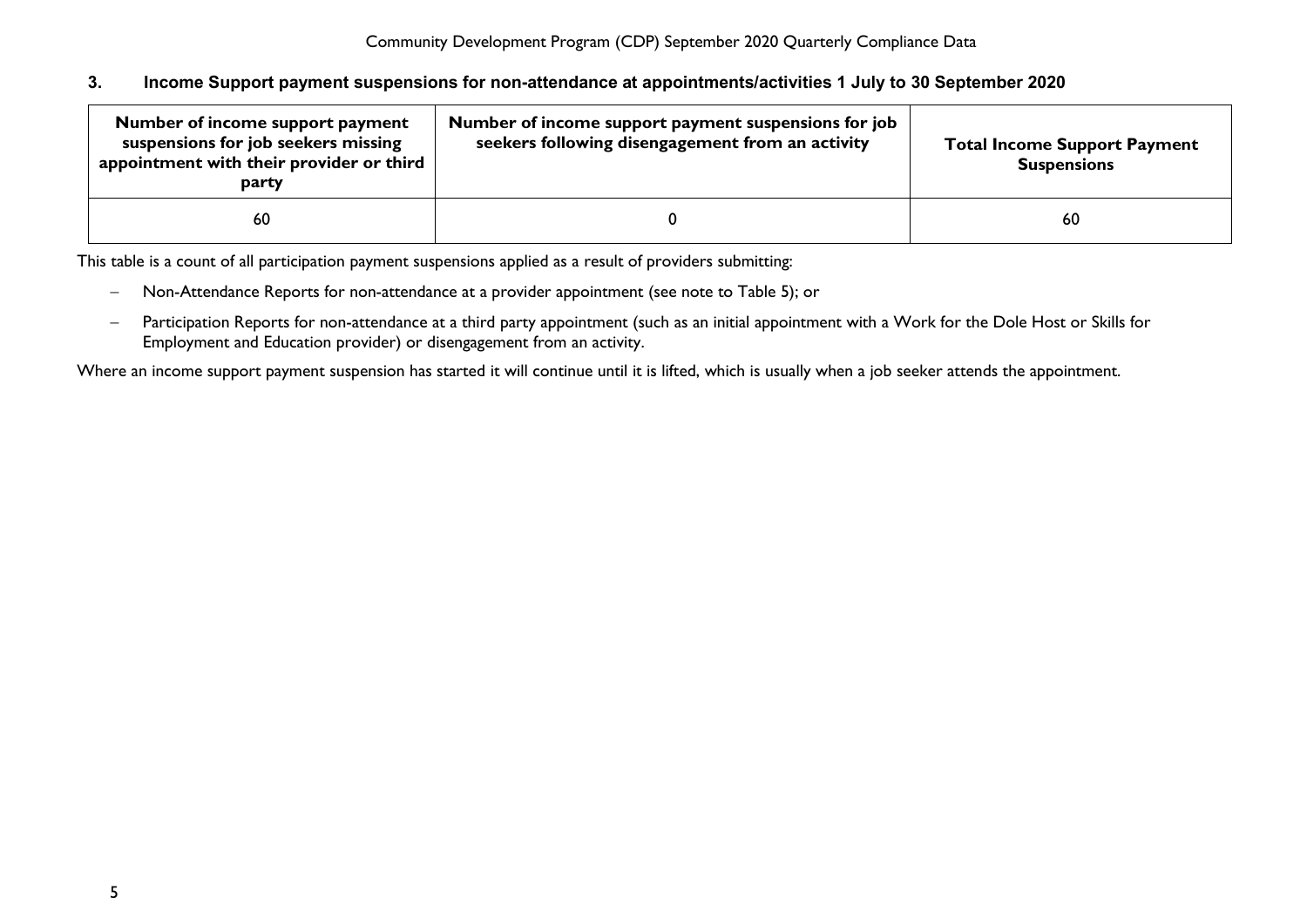## 3. Income Support payment suspensions for non-attendance at appointments/activities 1 July to 30 September 2020

| Number of income support payment suspensions for job seekers missing appointment with their provider or third party | Number of income support payment suspensions for job seekers following disengagement from an activity | Total Income Support Payment Suspensions |
|---|---|---|
| 60 | 0 | 60 |

This table is a count of all participation payment suspensions applied as a result of providers submitting:

- Non-Attendance Reports for non-attendance at a provider appointment (see note to Table 5); or
- Participation Reports for non-attendance at a third party appointment (such as an initial appointment with a Work for the Dole Host or Skills for Employment and Education provider) or disengagement from an activity.

Where an income support payment suspension has started it will continue until it is lifted, which is usually when a job seeker attends the appointment.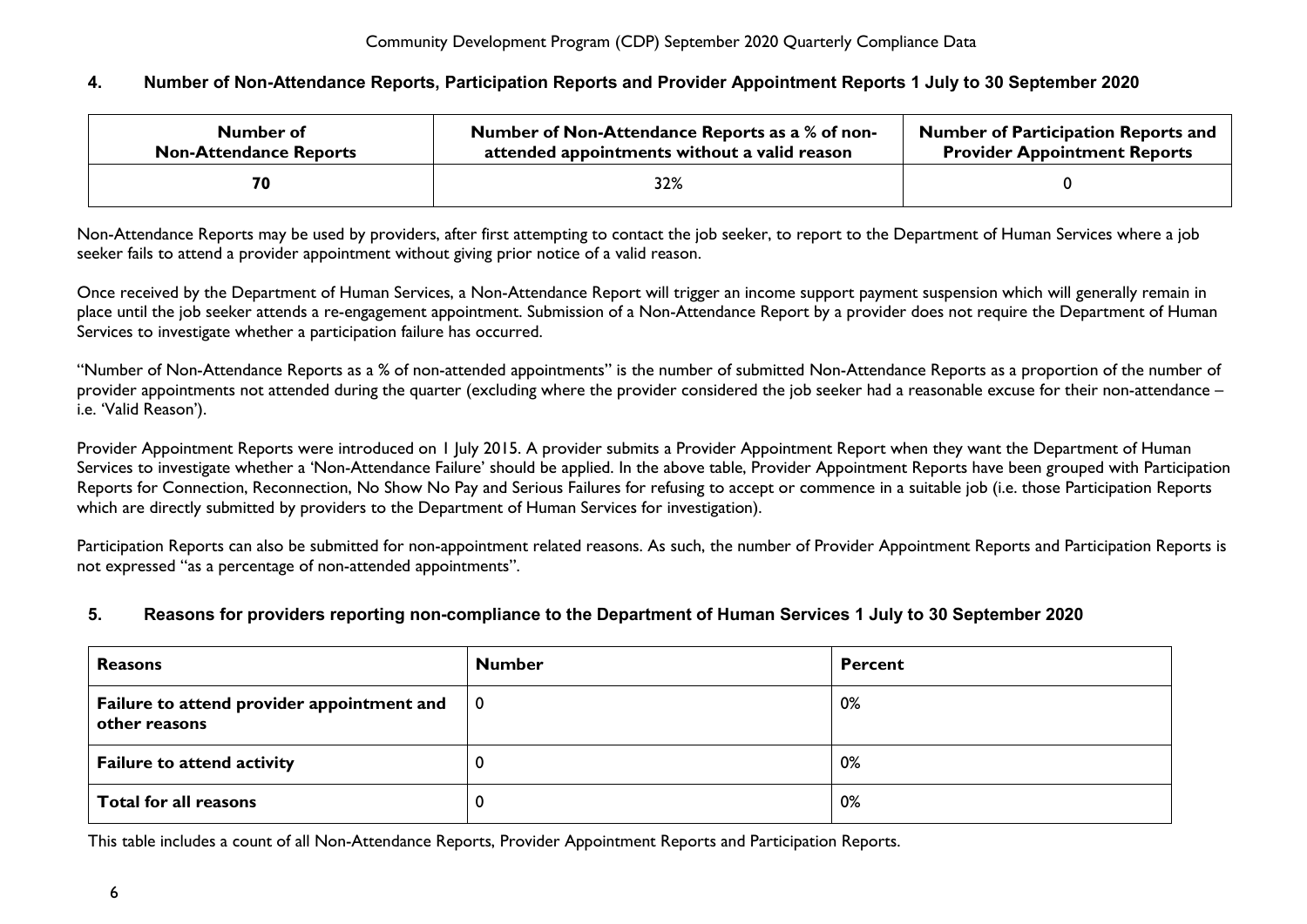## 4. Number of Non-Attendance Reports, Participation Reports and Provider Appointment Reports 1 July to 30 September 2020

| Number of Non-Attendance Reports | Number of Non-Attendance Reports as a % of non-attended appointments without a valid reason | Number of Participation Reports and Provider Appointment Reports |
|---|---|---|
| **70** | 32% | 0 |

Non-Attendance Reports may be used by providers, after first attempting to contact the job seeker, to report to the Department of Human Services where a job seeker fails to attend a provider appointment without giving prior notice of a valid reason.

Once received by the Department of Human Services, a Non-Attendance Report will trigger an income support payment suspension which will generally remain in place until the job seeker attends a re-engagement appointment. Submission of a Non-Attendance Report by a provider does not require the Department of Human Services to investigate whether a participation failure has occurred.

"Number of Non-Attendance Reports as a % of non-attended appointments" is the number of submitted Non-Attendance Reports as a proportion of the number of provider appointments not attended during the quarter (excluding where the provider considered the job seeker had a reasonable excuse for their non-attendance – i.e. 'Valid Reason').

Provider Appointment Reports were introduced on 1 July 2015. A provider submits a Provider Appointment Report when they want the Department of Human Services to investigate whether a 'Non-Attendance Failure' should be applied. In the above table, Provider Appointment Reports have been grouped with Participation Reports for Connection, Reconnection, No Show No Pay and Serious Failures for refusing to accept or commence in a suitable job (i.e. those Participation Reports which are directly submitted by providers to the Department of Human Services for investigation).

Participation Reports can also be submitted for non-appointment related reasons. As such, the number of Provider Appointment Reports and Participation Reports is not expressed "as a percentage of non-attended appointments".

## 5. Reasons for providers reporting non-compliance to the Department of Human Services 1 July to 30 September 2020

| Reasons | Number | Percent |
|---|---|---|
| **Failure to attend provider appointment and other reasons** | 0 | 0% |
| **Failure to attend activity** | 0 | 0% |
| **Total for all reasons** | 0 | 0% |

This table includes a count of all Non-Attendance Reports, Provider Appointment Reports and Participation Reports.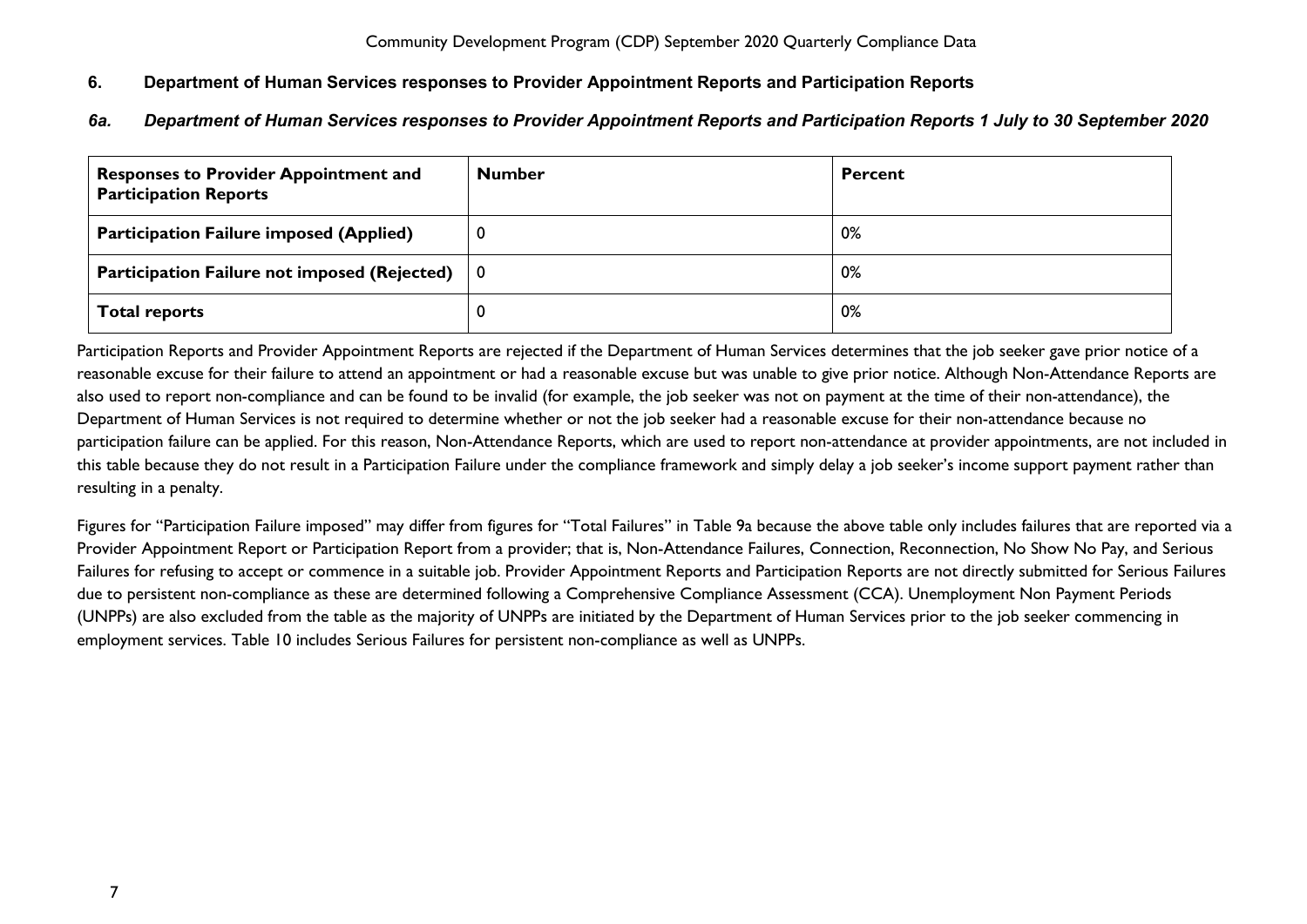## 6. Department of Human Services responses to Provider Appointment Reports and Participation Reports

### *6a. Department of Human Services responses to Provider Appointment Reports and Participation Reports 1 July to 30 September 2020*

| Responses to Provider Appointment and Participation Reports | Number | Percent |
|---|---|---|
| **Participation Failure imposed (Applied)** | 0 | 0% |
| **Participation Failure not imposed (Rejected)** | 0 | 0% |
| **Total reports** | 0 | 0% |

Participation Reports and Provider Appointment Reports are rejected if the Department of Human Services determines that the job seeker gave prior notice of a reasonable excuse for their failure to attend an appointment or had a reasonable excuse but was unable to give prior notice. Although Non-Attendance Reports are also used to report non-compliance and can be found to be invalid (for example, the job seeker was not on payment at the time of their non-attendance), the Department of Human Services is not required to determine whether or not the job seeker had a reasonable excuse for their non-attendance because no participation failure can be applied. For this reason, Non-Attendance Reports, which are used to report non-attendance at provider appointments, are not included in this table because they do not result in a Participation Failure under the compliance framework and simply delay a job seeker's income support payment rather than resulting in a penalty.

Figures for "Participation Failure imposed" may differ from figures for "Total Failures" in Table 9a because the above table only includes failures that are reported via a Provider Appointment Report or Participation Report from a provider; that is, Non-Attendance Failures, Connection, Reconnection, No Show No Pay, and Serious Failures for refusing to accept or commence in a suitable job. Provider Appointment Reports and Participation Reports are not directly submitted for Serious Failures due to persistent non-compliance as these are determined following a Comprehensive Compliance Assessment (CCA). Unemployment Non Payment Periods (UNPPs) are also excluded from the table as the majority of UNPPs are initiated by the Department of Human Services prior to the job seeker commencing in employment services. Table 10 includes Serious Failures for persistent non-compliance as well as UNPPs.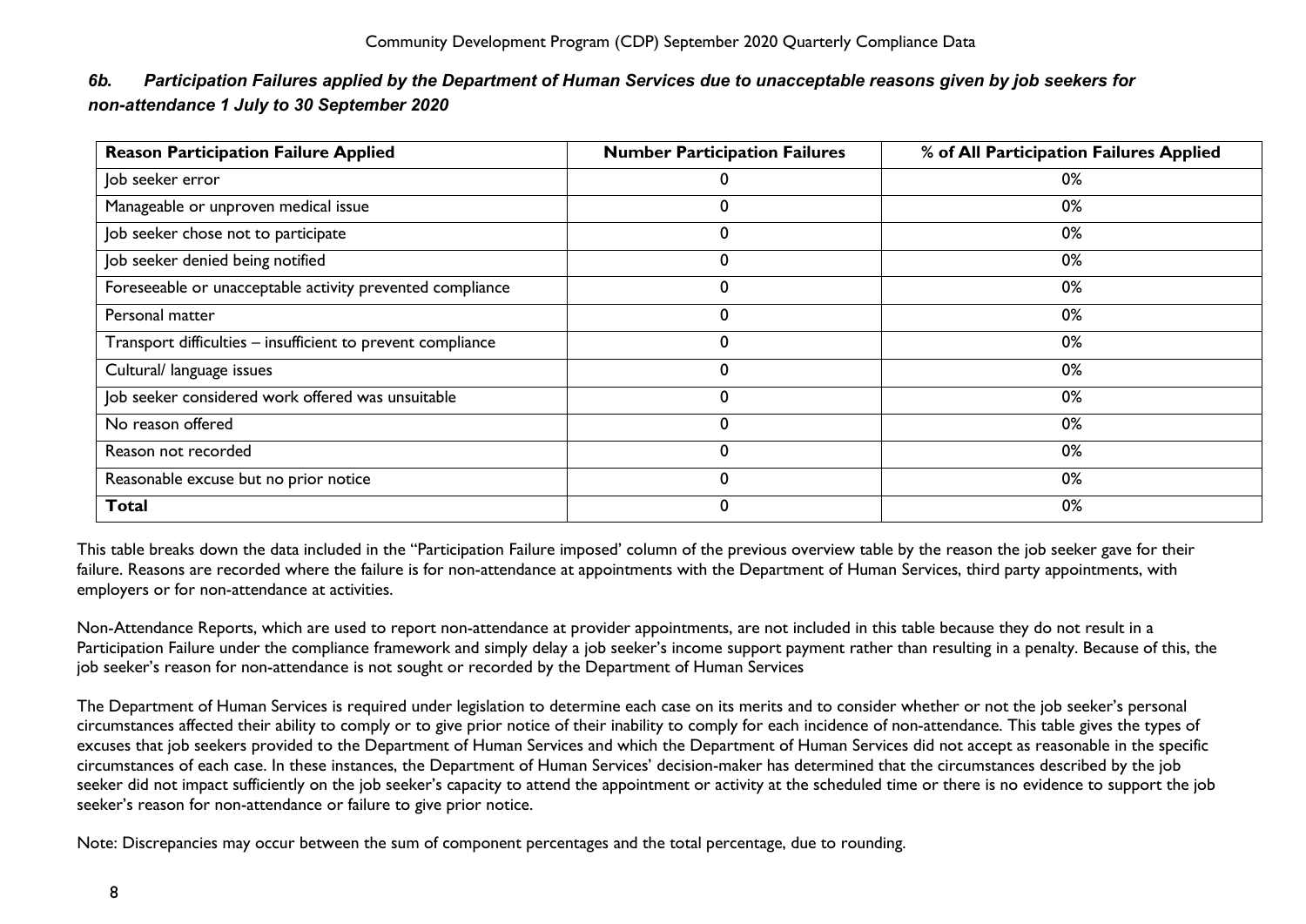### *6b. Participation Failures applied by the Department of Human Services due to unacceptable reasons given by job seekers for non-attendance 1 July to 30 September 2020*

| Reason Participation Failure Applied | Number Participation Failures | % of All Participation Failures Applied |
|---|---|---|
| Job seeker error | 0 | 0% |
| Manageable or unproven medical issue | 0 | 0% |
| Job seeker chose not to participate | 0 | 0% |
| Job seeker denied being notified | 0 | 0% |
| Foreseeable or unacceptable activity prevented compliance | 0 | 0% |
| Personal matter | 0 | 0% |
| Transport difficulties – insufficient to prevent compliance | 0 | 0% |
| Cultural/ language issues | 0 | 0% |
| Job seeker considered work offered was unsuitable | 0 | 0% |
| No reason offered | 0 | 0% |
| Reason not recorded | 0 | 0% |
| Reasonable excuse but no prior notice | 0 | 0% |
| **Total** | 0 | 0% |

This table breaks down the data included in the "Participation Failure imposed' column of the previous overview table by the reason the job seeker gave for their failure. Reasons are recorded where the failure is for non-attendance at appointments with the Department of Human Services, third party appointments, with employers or for non-attendance at activities.

Non-Attendance Reports, which are used to report non-attendance at provider appointments, are not included in this table because they do not result in a Participation Failure under the compliance framework and simply delay a job seeker's income support payment rather than resulting in a penalty. Because of this, the job seeker's reason for non-attendance is not sought or recorded by the Department of Human Services

The Department of Human Services is required under legislation to determine each case on its merits and to consider whether or not the job seeker's personal circumstances affected their ability to comply or to give prior notice of their inability to comply for each incidence of non-attendance. This table gives the types of excuses that job seekers provided to the Department of Human Services and which the Department of Human Services did not accept as reasonable in the specific circumstances of each case. In these instances, the Department of Human Services' decision-maker has determined that the circumstances described by the job seeker did not impact sufficiently on the job seeker's capacity to attend the appointment or activity at the scheduled time or there is no evidence to support the job seeker's reason for non-attendance or failure to give prior notice.

Note: Discrepancies may occur between the sum of component percentages and the total percentage, due to rounding.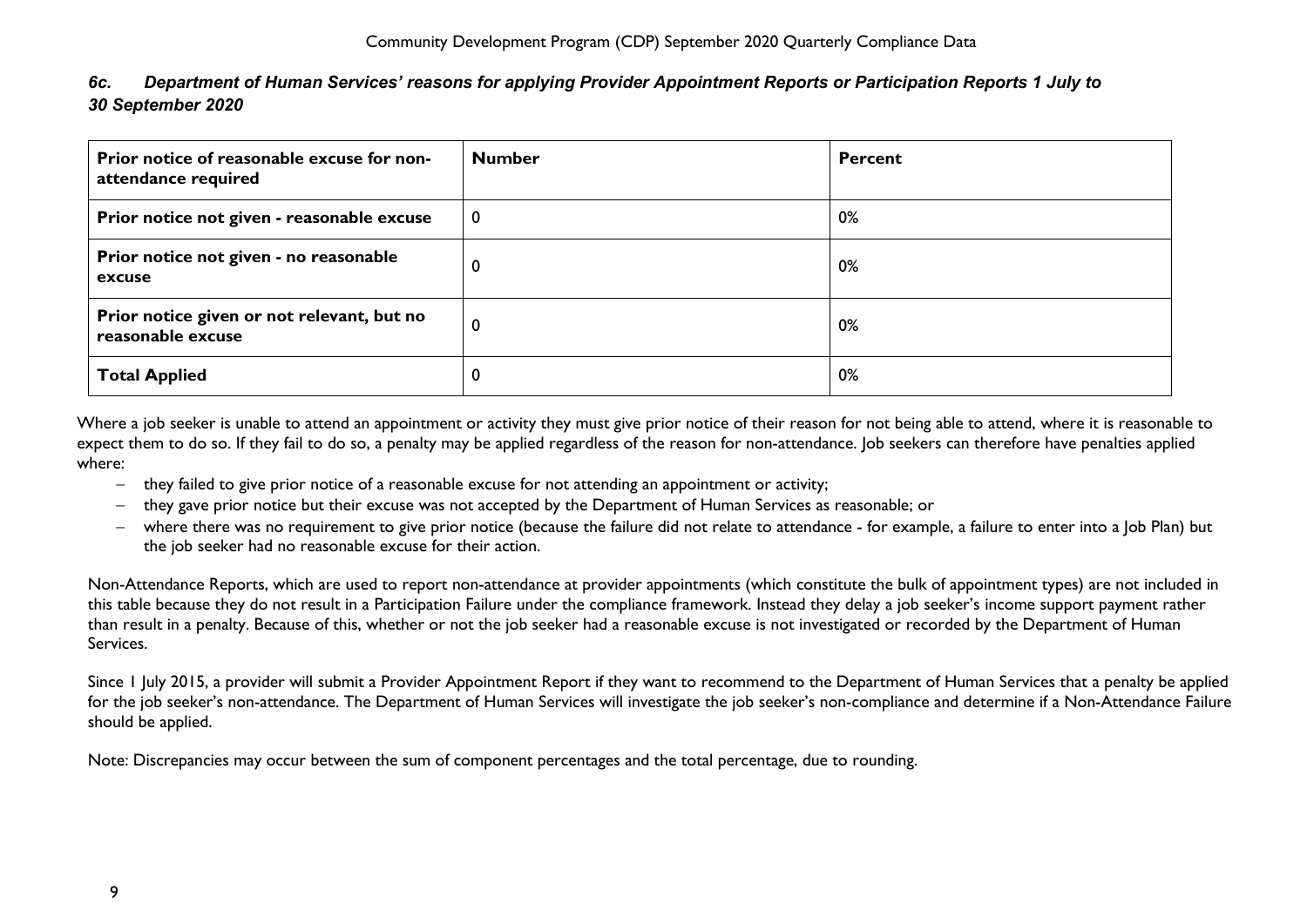### *6c. Department of Human Services' reasons for applying Provider Appointment Reports or Participation Reports 1 July to 30 September 2020*

| Prior notice of reasonable excuse for non-attendance required | Number | Percent |
|---|---|---|
| Prior notice not given - reasonable excuse | 0 | 0% |
| Prior notice not given - no reasonable excuse | 0 | 0% |
| Prior notice given or not relevant, but no reasonable excuse | 0 | 0% |
| Total Applied | 0 | 0% |

Where a job seeker is unable to attend an appointment or activity they must give prior notice of their reason for not being able to attend, where it is reasonable to expect them to do so. If they fail to do so, a penalty may be applied regardless of the reason for non-attendance. Job seekers can therefore have penalties applied where:

- they failed to give prior notice of a reasonable excuse for not attending an appointment or activity;
- they gave prior notice but their excuse was not accepted by the Department of Human Services as reasonable; or
- where there was no requirement to give prior notice (because the failure did not relate to attendance - for example, a failure to enter into a Job Plan) but the job seeker had no reasonable excuse for their action.

Non-Attendance Reports, which are used to report non-attendance at provider appointments (which constitute the bulk of appointment types) are not included in this table because they do not result in a Participation Failure under the compliance framework. Instead they delay a job seeker's income support payment rather than result in a penalty. Because of this, whether or not the job seeker had a reasonable excuse is not investigated or recorded by the Department of Human Services.

Since 1 July 2015, a provider will submit a Provider Appointment Report if they want to recommend to the Department of Human Services that a penalty be applied for the job seeker's non-attendance. The Department of Human Services will investigate the job seeker's non-compliance and determine if a Non-Attendance Failure should be applied.

Note: Discrepancies may occur between the sum of component percentages and the total percentage, due to rounding.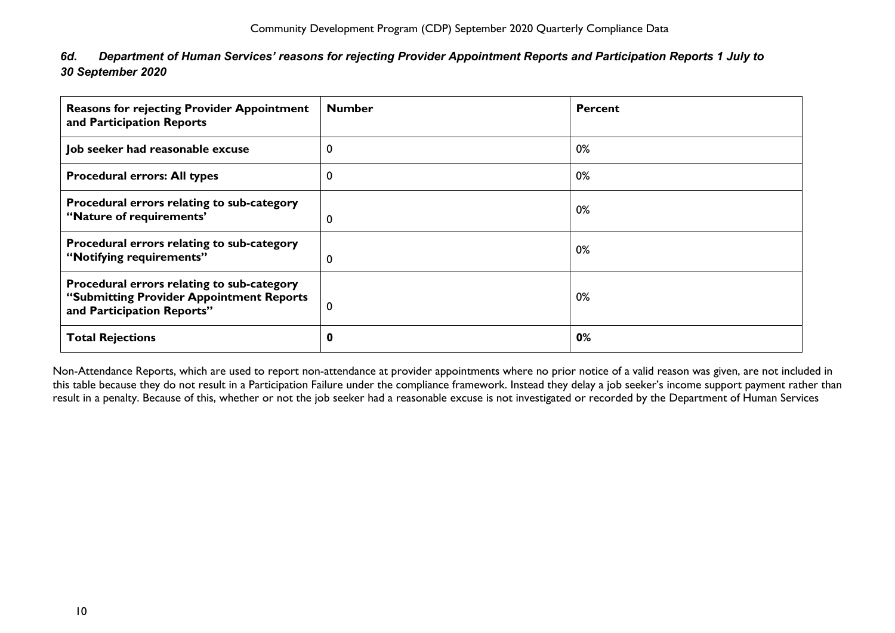### *6d. Department of Human Services' reasons for rejecting Provider Appointment Reports and Participation Reports 1 July to 30 September 2020*

| **Reasons for rejecting Provider Appointment and Participation Reports** | **Number** | **Percent** |
|---|---|---|
| **Job seeker had reasonable excuse** | 0 | 0% |
| **Procedural errors: All types** | 0 | 0% |
| **Procedural errors relating to sub-category "Nature of requirements'** | 0 | 0% |
| **Procedural errors relating to sub-category "Notifying requirements"** | 0 | 0% |
| **Procedural errors relating to sub-category "Submitting Provider Appointment Reports and Participation Reports"** | 0 | 0% |
| **Total Rejections** | **0** | **0%** |

Non-Attendance Reports, which are used to report non-attendance at provider appointments where no prior notice of a valid reason was given, are not included in this table because they do not result in a Participation Failure under the compliance framework. Instead they delay a job seeker's income support payment rather than result in a penalty. Because of this, whether or not the job seeker had a reasonable excuse is not investigated or recorded by the Department of Human Services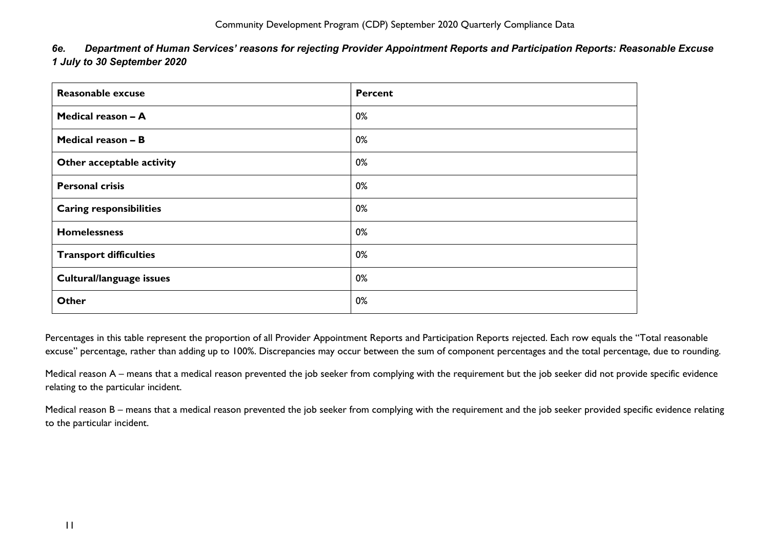### *6e. Department of Human Services' reasons for rejecting Provider Appointment Reports and Participation Reports: Reasonable Excuse 1 July to 30 September 2020*

| **Reasonable excuse** | **Percent** |
|---|---|
| **Medical reason – A** | 0% |
| **Medical reason – B** | 0% |
| **Other acceptable activity** | 0% |
| **Personal crisis** | 0% |
| **Caring responsibilities** | 0% |
| **Homelessness** | 0% |
| **Transport difficulties** | 0% |
| **Cultural/language issues** | 0% |
| **Other** | 0% |

Percentages in this table represent the proportion of all Provider Appointment Reports and Participation Reports rejected. Each row equals the "Total reasonable excuse" percentage, rather than adding up to 100%. Discrepancies may occur between the sum of component percentages and the total percentage, due to rounding.

Medical reason A – means that a medical reason prevented the job seeker from complying with the requirement but the job seeker did not provide specific evidence relating to the particular incident.

Medical reason B – means that a medical reason prevented the job seeker from complying with the requirement and the job seeker provided specific evidence relating to the particular incident.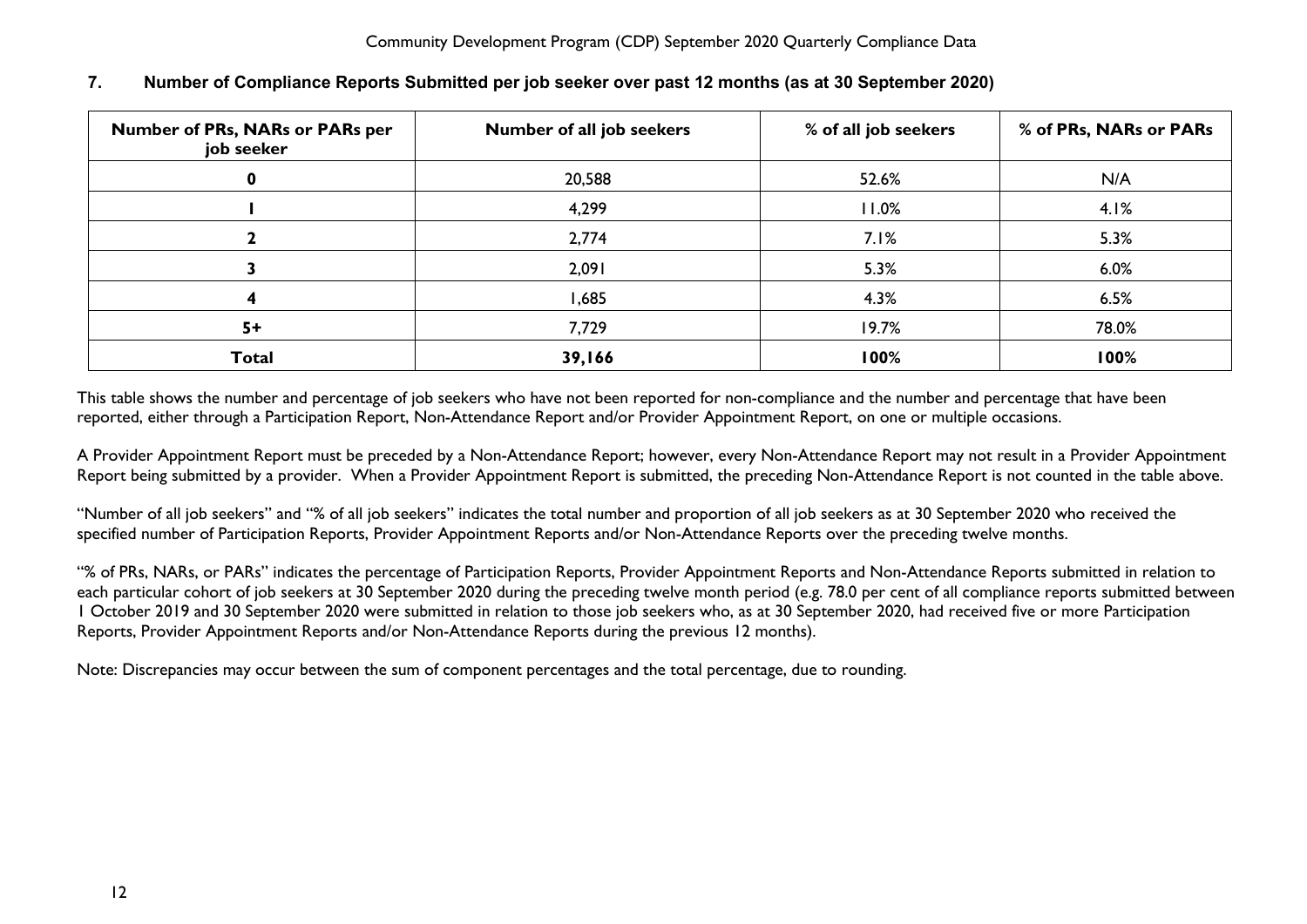## 7. Number of Compliance Reports Submitted per job seeker over past 12 months (as at 30 September 2020)

| Number of PRs, NARs or PARs per job seeker | Number of all job seekers | % of all job seekers | % of PRs, NARs or PARs |
|---|---|---|---|
| **0** | 20,588 | 52.6% | N/A |
| **1** | 4,299 | 11.0% | 4.1% |
| **2** | 2,774 | 7.1% | 5.3% |
| **3** | 2,091 | 5.3% | 6.0% |
| **4** | 1,685 | 4.3% | 6.5% |
| **5+** | 7,729 | 19.7% | 78.0% |
| **Total** | **39,166** | **100%** | **100%** |

This table shows the number and percentage of job seekers who have not been reported for non-compliance and the number and percentage that have been reported, either through a Participation Report, Non-Attendance Report and/or Provider Appointment Report, on one or multiple occasions.

A Provider Appointment Report must be preceded by a Non-Attendance Report; however, every Non-Attendance Report may not result in a Provider Appointment Report being submitted by a provider. When a Provider Appointment Report is submitted, the preceding Non-Attendance Report is not counted in the table above.

"Number of all job seekers" and "% of all job seekers" indicates the total number and proportion of all job seekers as at 30 September 2020 who received the specified number of Participation Reports, Provider Appointment Reports and/or Non-Attendance Reports over the preceding twelve months.

"% of PRs, NARs, or PARs" indicates the percentage of Participation Reports, Provider Appointment Reports and Non-Attendance Reports submitted in relation to each particular cohort of job seekers at 30 September 2020 during the preceding twelve month period (e.g. 78.0 per cent of all compliance reports submitted between 1 October 2019 and 30 September 2020 were submitted in relation to those job seekers who, as at 30 September 2020, had received five or more Participation Reports, Provider Appointment Reports and/or Non-Attendance Reports during the previous 12 months).

Note: Discrepancies may occur between the sum of component percentages and the total percentage, due to rounding.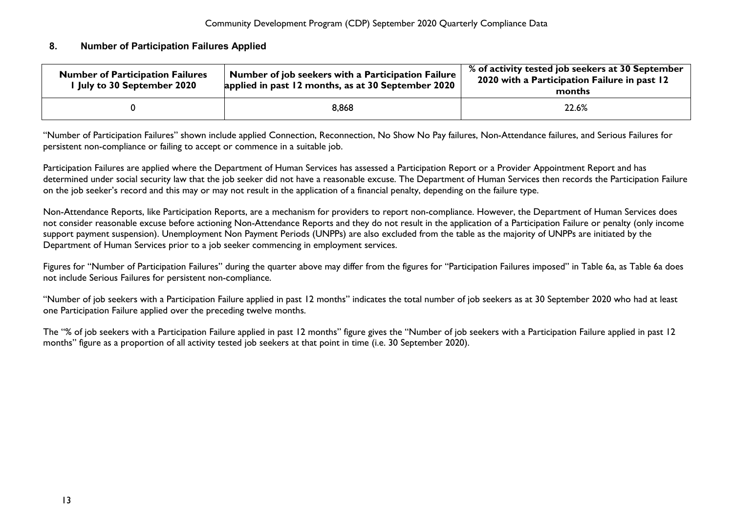## 8. Number of Participation Failures Applied

| Number of Participation Failures 1 July to 30 September 2020 | Number of job seekers with a Participation Failure applied in past 12 months, as at 30 September 2020 | % of activity tested job seekers at 30 September 2020 with a Participation Failure in past 12 months |
|---|---|---|
| 0 | 8,868 | 22.6% |

"Number of Participation Failures" shown include applied Connection, Reconnection, No Show No Pay failures, Non-Attendance failures, and Serious Failures for persistent non-compliance or failing to accept or commence in a suitable job.

Participation Failures are applied where the Department of Human Services has assessed a Participation Report or a Provider Appointment Report and has determined under social security law that the job seeker did not have a reasonable excuse. The Department of Human Services then records the Participation Failure on the job seeker's record and this may or may not result in the application of a financial penalty, depending on the failure type.

Non-Attendance Reports, like Participation Reports, are a mechanism for providers to report non-compliance. However, the Department of Human Services does not consider reasonable excuse before actioning Non-Attendance Reports and they do not result in the application of a Participation Failure or penalty (only income support payment suspension). Unemployment Non Payment Periods (UNPPs) are also excluded from the table as the majority of UNPPs are initiated by the Department of Human Services prior to a job seeker commencing in employment services.

Figures for "Number of Participation Failures" during the quarter above may differ from the figures for "Participation Failures imposed" in Table 6a, as Table 6a does not include Serious Failures for persistent non-compliance.

"Number of job seekers with a Participation Failure applied in past 12 months" indicates the total number of job seekers as at 30 September 2020 who had at least one Participation Failure applied over the preceding twelve months.

The "% of job seekers with a Participation Failure applied in past 12 months" figure gives the "Number of job seekers with a Participation Failure applied in past 12 months" figure as a proportion of all activity tested job seekers at that point in time (i.e. 30 September 2020).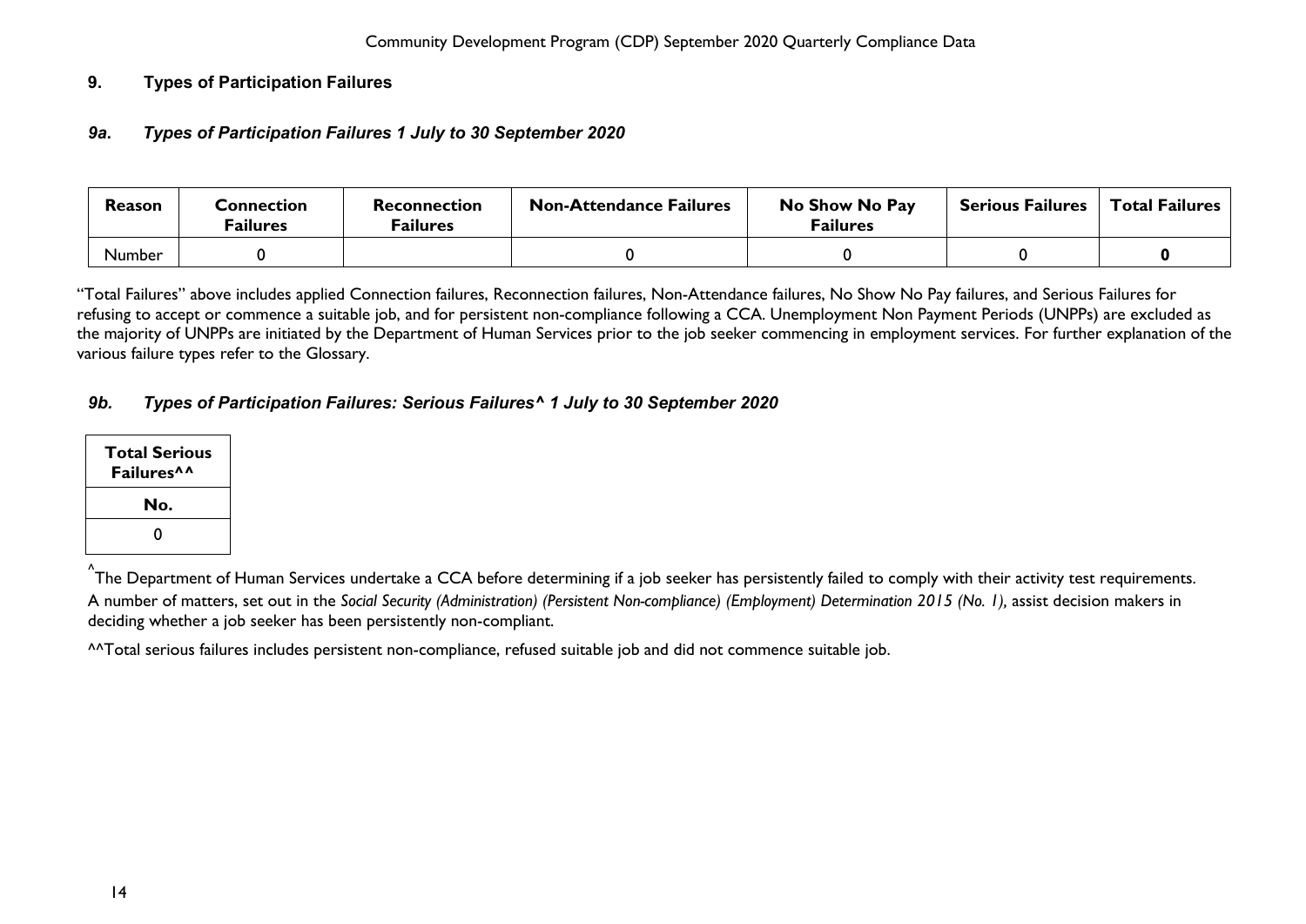## 9. Types of Participation Failures

### *9a. Types of Participation Failures 1 July to 30 September 2020*

| Reason | Connection Failures | Reconnection Failures | Non-Attendance Failures | No Show No Pay Failures | Serious Failures | Total Failures |
|---|---|---|---|---|---|---|
| Number | 0 | | 0 | 0 | 0 | **0** |

"Total Failures" above includes applied Connection failures, Reconnection failures, Non-Attendance failures, No Show No Pay failures, and Serious Failures for refusing to accept or commence a suitable job, and for persistent non-compliance following a CCA. Unemployment Non Payment Periods (UNPPs) are excluded as the majority of UNPPs are initiated by the Department of Human Services prior to the job seeker commencing in employment services. For further explanation of the various failure types refer to the Glossary.

### *9b. Types of Participation Failures: Serious Failures^ 1 July to 30 September 2020*

| Total Serious Failures^^ |
|---|
| **No.** |
| 0 |

^The Department of Human Services undertake a CCA before determining if a job seeker has persistently failed to comply with their activity test requirements. A number of matters, set out in the *Social Security (Administration) (Persistent Non-compliance) (Employment) Determination 2015 (No. 1),* assist decision makers in deciding whether a job seeker has been persistently non-compliant.

^^Total serious failures includes persistent non-compliance, refused suitable job and did not commence suitable job.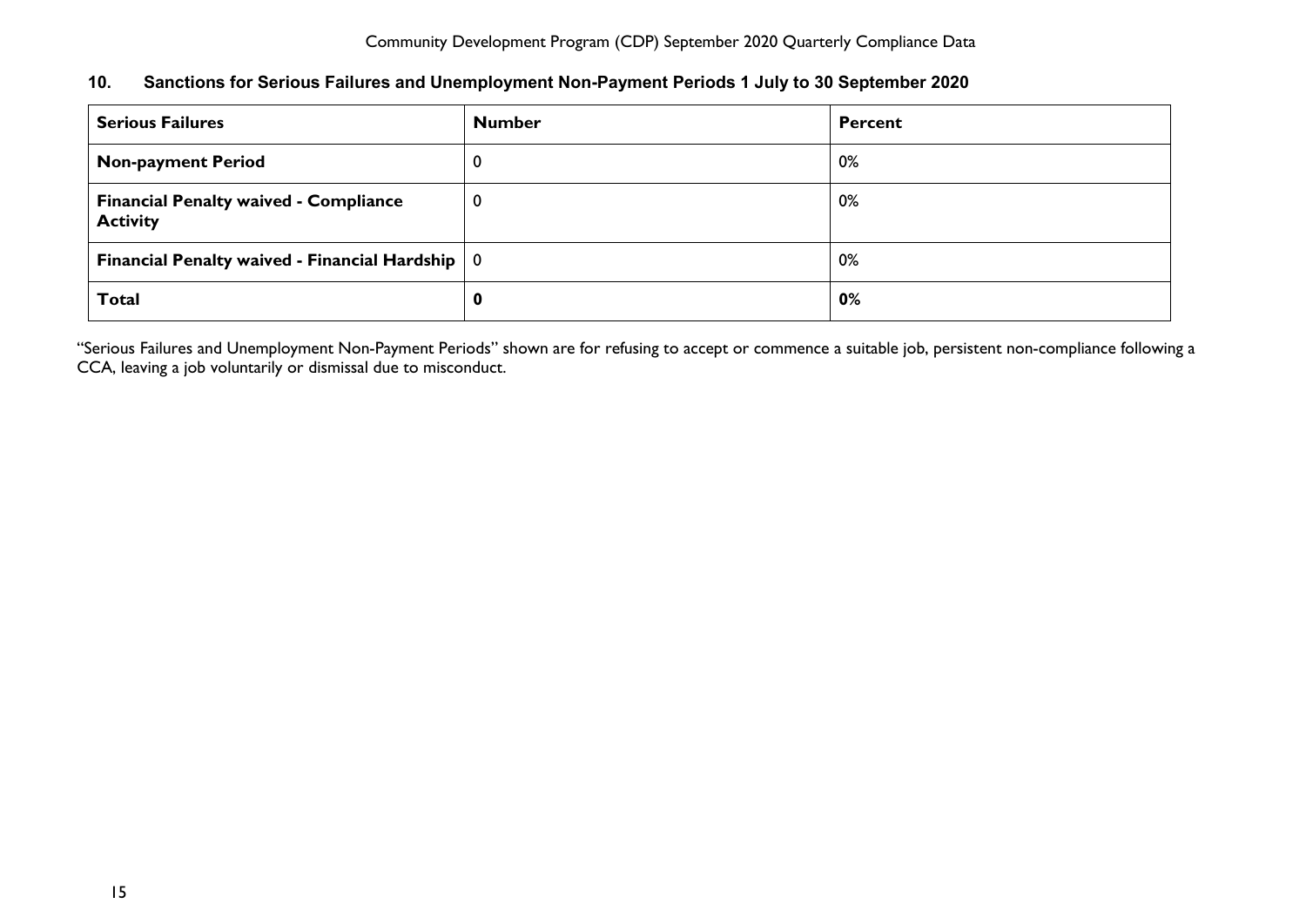## 10. Sanctions for Serious Failures and Unemployment Non-Payment Periods 1 July to 30 September 2020

| **Serious Failures** | **Number** | **Percent** |
|---|---|---|
| **Non-payment Period** | 0 | 0% |
| **Financial Penalty waived - Compliance Activity** | 0 | 0% |
| **Financial Penalty waived - Financial Hardship** | 0 | 0% |
| **Total** | **0** | **0%** |

"Serious Failures and Unemployment Non-Payment Periods" shown are for refusing to accept or commence a suitable job, persistent non-compliance following a CCA, leaving a job voluntarily or dismissal due to misconduct.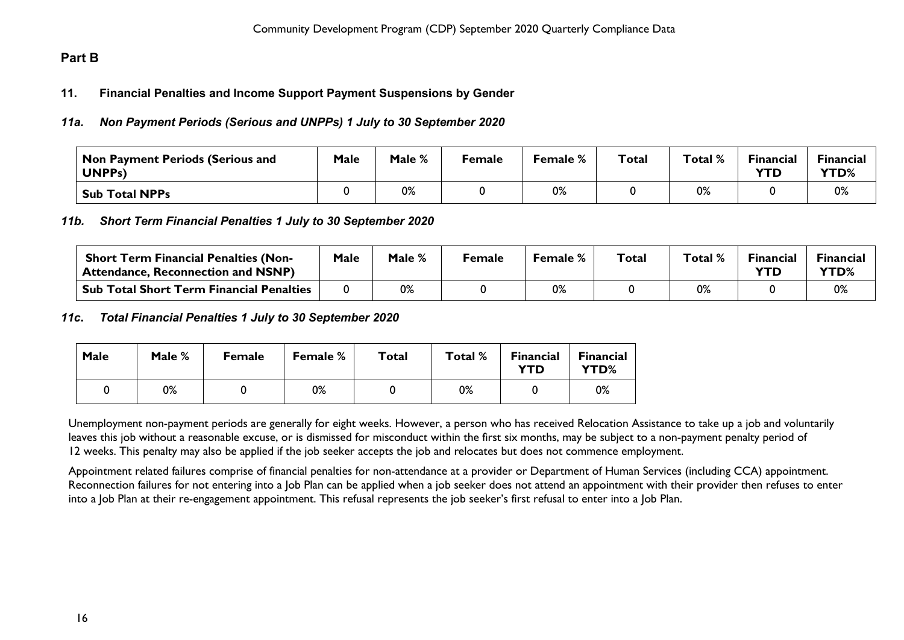## Part B

### 11. Financial Penalties and Income Support Payment Suspensions by Gender

#### *11a. Non Payment Periods (Serious and UNPPs) 1 July to 30 September 2020*

| Non Payment Periods (Serious and UNPPs) | Male | Male % | Female | Female % | Total | Total % | Financial YTD | Financial YTD% |
|---|---|---|---|---|---|---|---|---|
| **Sub Total NPPs** | 0 | 0% | 0 | 0% | 0 | 0% | 0 | 0% |

#### *11b. Short Term Financial Penalties 1 July to 30 September 2020*

| Short Term Financial Penalties (Non-Attendance, Reconnection and NSNP) | Male | Male % | Female | Female % | Total | Total % | Financial YTD | Financial YTD% |
|---|---|---|---|---|---|---|---|---|
| **Sub Total Short Term Financial Penalties** | 0 | 0% | 0 | 0% | 0 | 0% | 0 | 0% |

#### *11c. Total Financial Penalties 1 July to 30 September 2020*

| Male | Male % | Female | Female % | Total | Total % | Financial YTD | Financial YTD% |
|---|---|---|---|---|---|---|---|
| 0 | 0% | 0 | 0% | 0 | 0% | 0 | 0% |

Unemployment non-payment periods are generally for eight weeks. However, a person who has received Relocation Assistance to take up a job and voluntarily leaves this job without a reasonable excuse, or is dismissed for misconduct within the first six months, may be subject to a non-payment penalty period of 12 weeks. This penalty may also be applied if the job seeker accepts the job and relocates but does not commence employment.

Appointment related failures comprise of financial penalties for non-attendance at a provider or Department of Human Services (including CCA) appointment. Reconnection failures for not entering into a Job Plan can be applied when a job seeker does not attend an appointment with their provider then refuses to enter into a Job Plan at their re-engagement appointment. This refusal represents the job seeker's first refusal to enter into a Job Plan.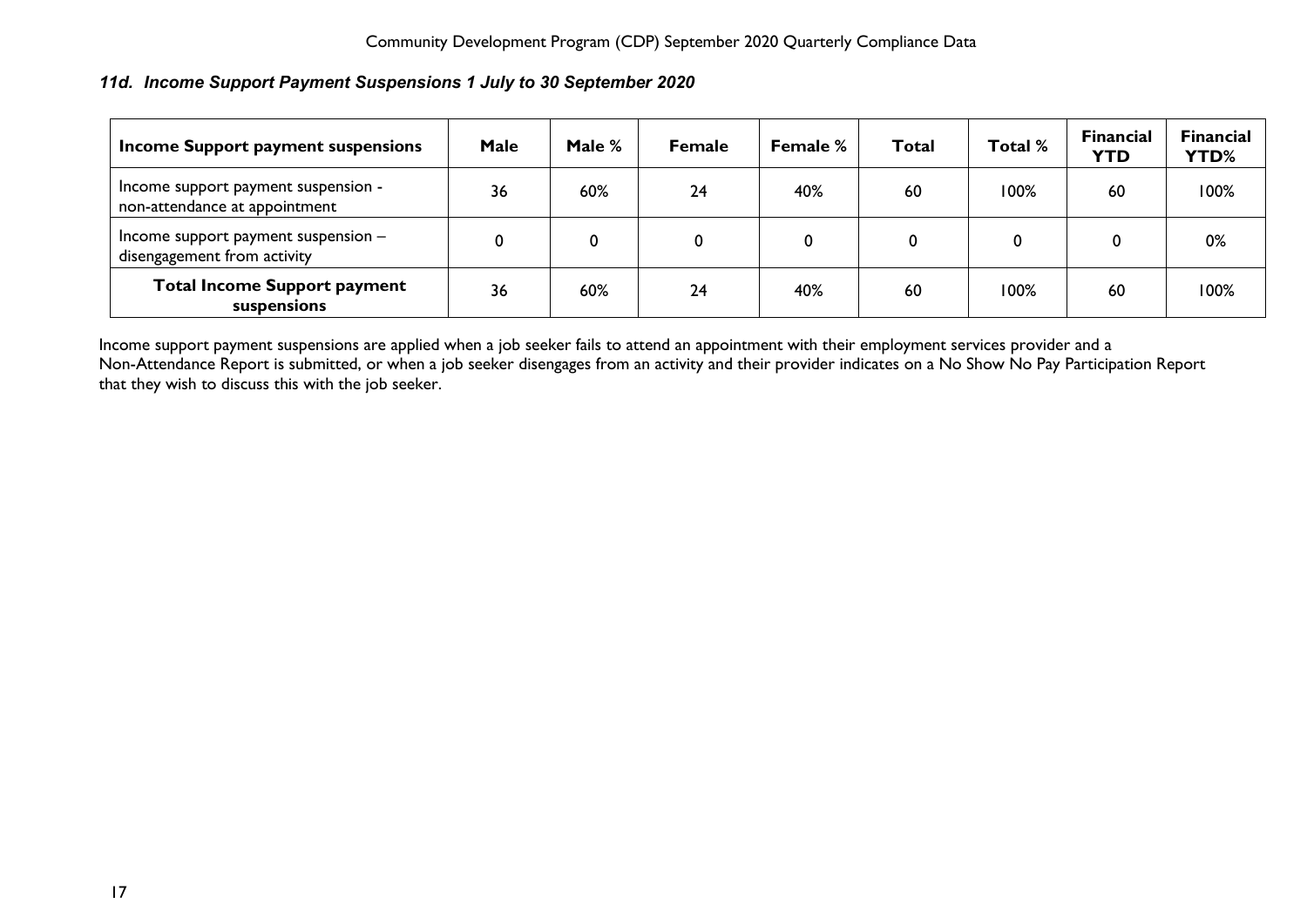### *11d. Income Support Payment Suspensions 1 July to 30 September 2020*

| Income Support payment suspensions | Male | Male % | Female | Female % | Total | Total % | Financial YTD | Financial YTD% |
|---|---|---|---|---|---|---|---|---|
| Income support payment suspension - non-attendance at appointment | 36 | 60% | 24 | 40% | 60 | 100% | 60 | 100% |
| Income support payment suspension – disengagement from activity | 0 | 0 | 0 | 0 | 0 | 0 | 0 | 0% |
| **Total Income Support payment suspensions** | 36 | 60% | 24 | 40% | 60 | 100% | 60 | 100% |

Income support payment suspensions are applied when a job seeker fails to attend an appointment with their employment services provider and a Non-Attendance Report is submitted, or when a job seeker disengages from an activity and their provider indicates on a No Show No Pay Participation Report that they wish to discuss this with the job seeker.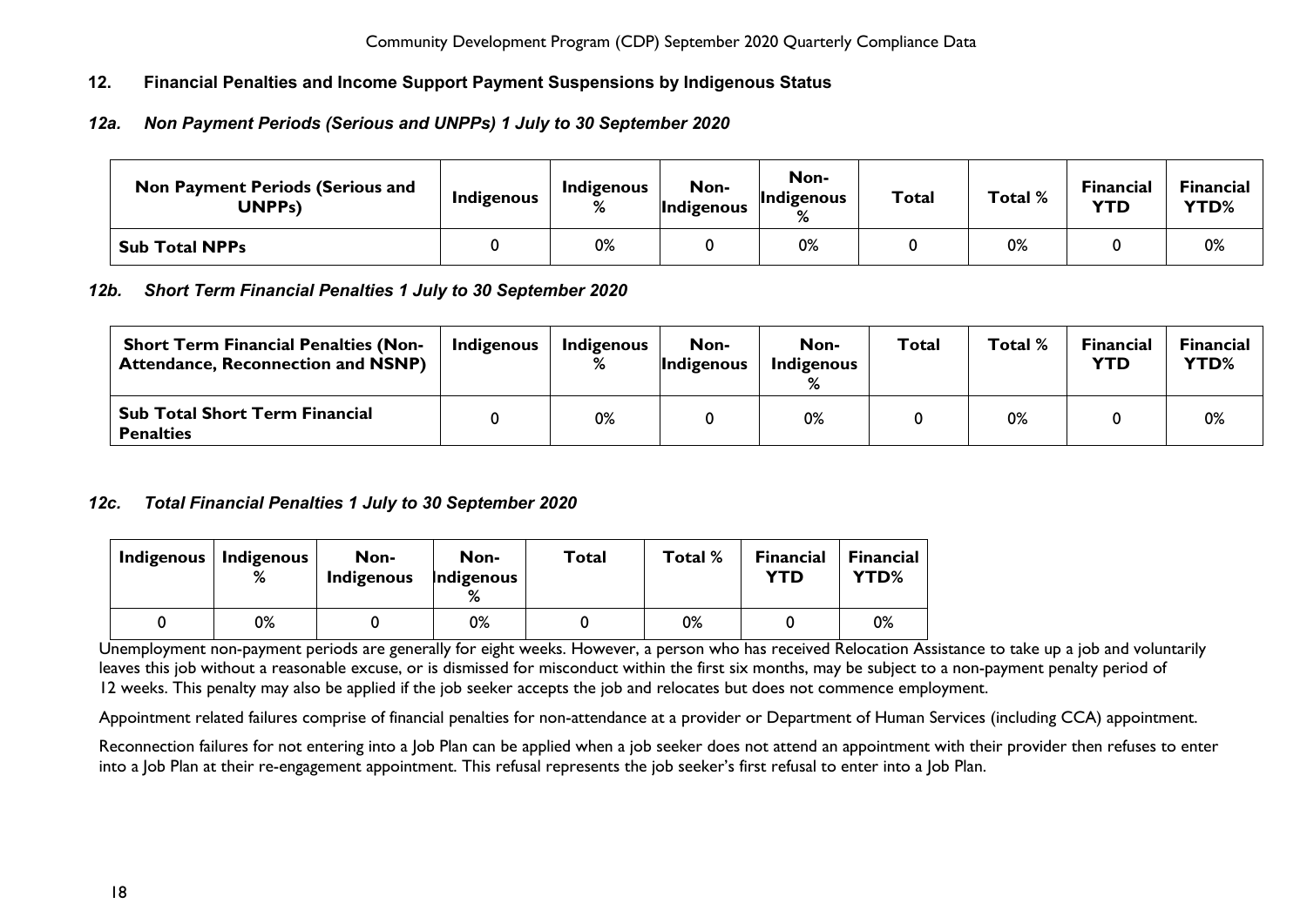## 12. Financial Penalties and Income Support Payment Suspensions by Indigenous Status

### *12a. Non Payment Periods (Serious and UNPPs) 1 July to 30 September 2020*

| Non Payment Periods (Serious and UNPPs) | Indigenous | Indigenous % | Non-Indigenous | Non-Indigenous % | Total | Total % | Financial YTD | Financial YTD% |
|---|---|---|---|---|---|---|---|---|
| **Sub Total NPPs** | 0 | 0% | 0 | 0% | 0 | 0% | 0 | 0% |

### *12b. Short Term Financial Penalties 1 July to 30 September 2020*

| Short Term Financial Penalties (Non-Attendance, Reconnection and NSNP) | Indigenous | Indigenous % | Non-Indigenous | Non-Indigenous % | Total | Total % | Financial YTD | Financial YTD% |
|---|---|---|---|---|---|---|---|---|
| **Sub Total Short Term Financial Penalties** | 0 | 0% | 0 | 0% | 0 | 0% | 0 | 0% |

### *12c. Total Financial Penalties 1 July to 30 September 2020*

| Indigenous | Indigenous % | Non-Indigenous | Non-Indigenous % | Total | Total % | Financial YTD | Financial YTD% |
|---|---|---|---|---|---|---|---|
| 0 | 0% | 0 | 0% | 0 | 0% | 0 | 0% |

Unemployment non-payment periods are generally for eight weeks. However, a person who has received Relocation Assistance to take up a job and voluntarily leaves this job without a reasonable excuse, or is dismissed for misconduct within the first six months, may be subject to a non-payment penalty period of 12 weeks. This penalty may also be applied if the job seeker accepts the job and relocates but does not commence employment.

Appointment related failures comprise of financial penalties for non-attendance at a provider or Department of Human Services (including CCA) appointment.

Reconnection failures for not entering into a Job Plan can be applied when a job seeker does not attend an appointment with their provider then refuses to enter into a Job Plan at their re-engagement appointment. This refusal represents the job seeker's first refusal to enter into a Job Plan.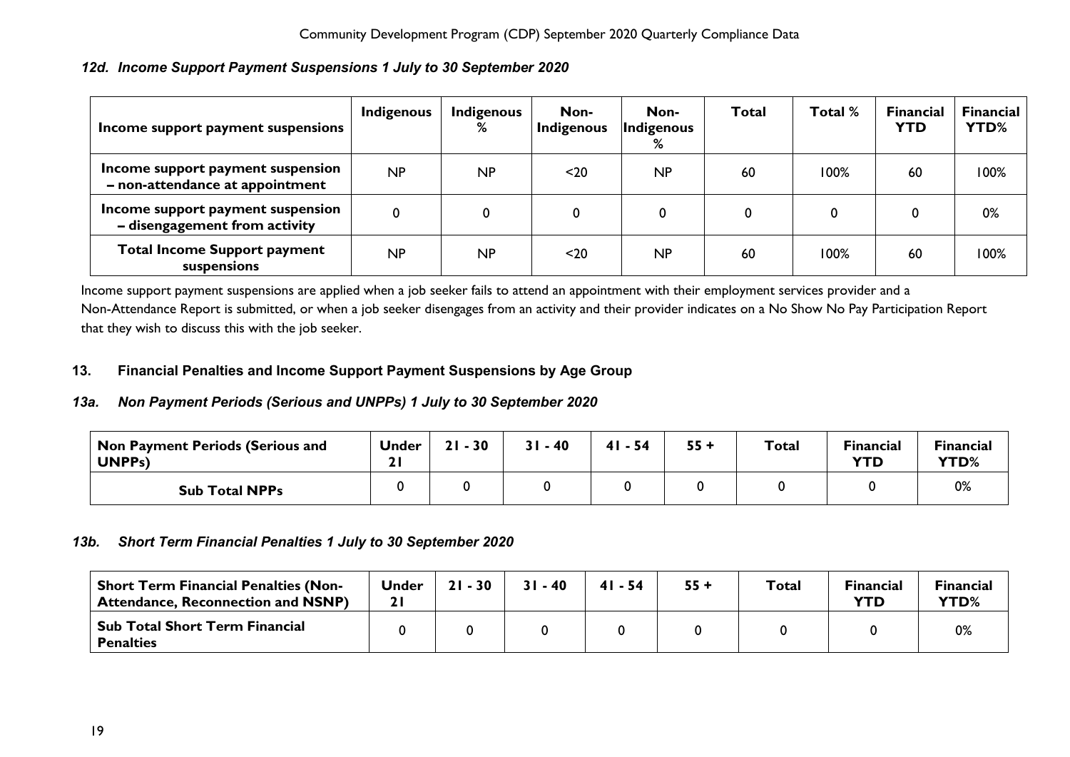### *12d. Income Support Payment Suspensions 1 July to 30 September 2020*

| Income support payment suspensions | Indigenous | Indigenous % | Non-Indigenous | Non-Indigenous % | Total | Total % | Financial YTD | Financial YTD% |
|---|---|---|---|---|---|---|---|---|
| Income support payment suspension – non-attendance at appointment | NP | NP | <20 | NP | 60 | 100% | 60 | 100% |
| Income support payment suspension – disengagement from activity | 0 | 0 | 0 | 0 | 0 | 0 | 0 | 0% |
| Total Income Support payment suspensions | NP | NP | <20 | NP | 60 | 100% | 60 | 100% |

Income support payment suspensions are applied when a job seeker fails to attend an appointment with their employment services provider and a Non-Attendance Report is submitted, or when a job seeker disengages from an activity and their provider indicates on a No Show No Pay Participation Report that they wish to discuss this with the job seeker.

## 13. Financial Penalties and Income Support Payment Suspensions by Age Group

### *13a. Non Payment Periods (Serious and UNPPs) 1 July to 30 September 2020*

| Non Payment Periods (Serious and UNPPs) | Under 21 | 21 - 30 | 31 - 40 | 41 - 54 | 55 + | Total | Financial YTD | Financial YTD% |
|---|---|---|---|---|---|---|---|---|
| Sub Total NPPs | 0 | 0 | 0 | 0 | 0 | 0 | 0 | 0% |

### *13b. Short Term Financial Penalties 1 July to 30 September 2020*

| Short Term Financial Penalties (Non-Attendance, Reconnection and NSNP) | Under 21 | 21 - 30 | 31 - 40 | 41 - 54 | 55 + | Total | Financial YTD | Financial YTD% |
|---|---|---|---|---|---|---|---|---|
| Sub Total Short Term Financial Penalties | 0 | 0 | 0 | 0 | 0 | 0 | 0 | 0% |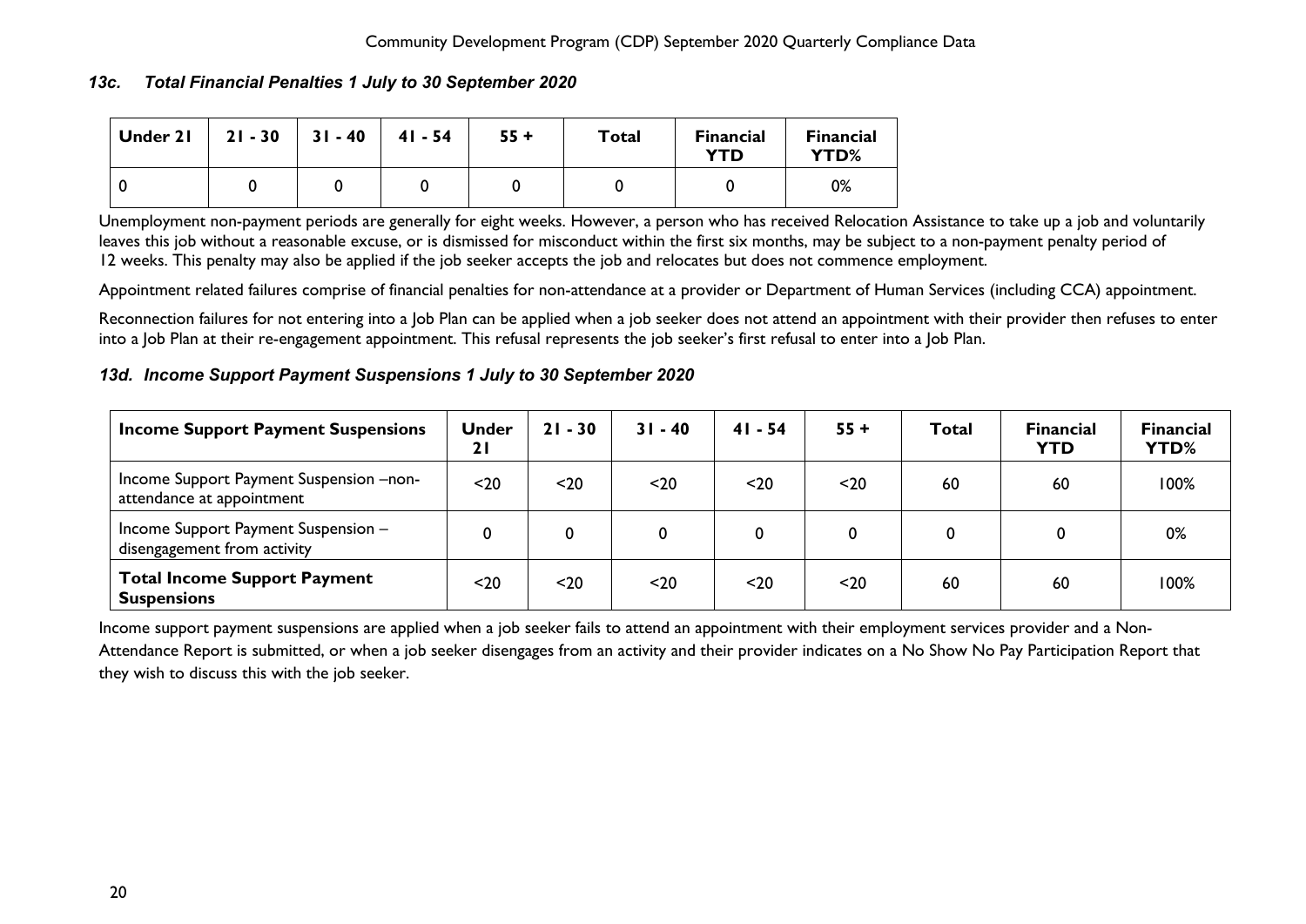### *13c. Total Financial Penalties 1 July to 30 September 2020*

| Under 21 | 21 - 30 | 31 - 40 | 41 - 54 | 55 + | Total | Financial YTD | Financial YTD% |
|---|---|---|---|---|---|---|---|
| 0 | 0 | 0 | 0 | 0 | 0 | 0 | 0% |

Unemployment non-payment periods are generally for eight weeks. However, a person who has received Relocation Assistance to take up a job and voluntarily leaves this job without a reasonable excuse, or is dismissed for misconduct within the first six months, may be subject to a non-payment penalty period of 12 weeks. This penalty may also be applied if the job seeker accepts the job and relocates but does not commence employment.

Appointment related failures comprise of financial penalties for non-attendance at a provider or Department of Human Services (including CCA) appointment.

Reconnection failures for not entering into a Job Plan can be applied when a job seeker does not attend an appointment with their provider then refuses to enter into a Job Plan at their re-engagement appointment. This refusal represents the job seeker's first refusal to enter into a Job Plan.

### *13d. Income Support Payment Suspensions 1 July to 30 September 2020*

| Income Support Payment Suspensions | Under 21 | 21 - 30 | 31 - 40 | 41 - 54 | 55 + | Total | Financial YTD | Financial YTD% |
|---|---|---|---|---|---|---|---|---|
| Income Support Payment Suspension –non-attendance at appointment | <20 | <20 | <20 | <20 | <20 | 60 | 60 | 100% |
| Income Support Payment Suspension – disengagement from activity | 0 | 0 | 0 | 0 | 0 | 0 | 0 | 0% |
| **Total Income Support Payment Suspensions** | <20 | <20 | <20 | <20 | <20 | 60 | 60 | 100% |

Income support payment suspensions are applied when a job seeker fails to attend an appointment with their employment services provider and a Non-Attendance Report is submitted, or when a job seeker disengages from an activity and their provider indicates on a No Show No Pay Participation Report that they wish to discuss this with the job seeker.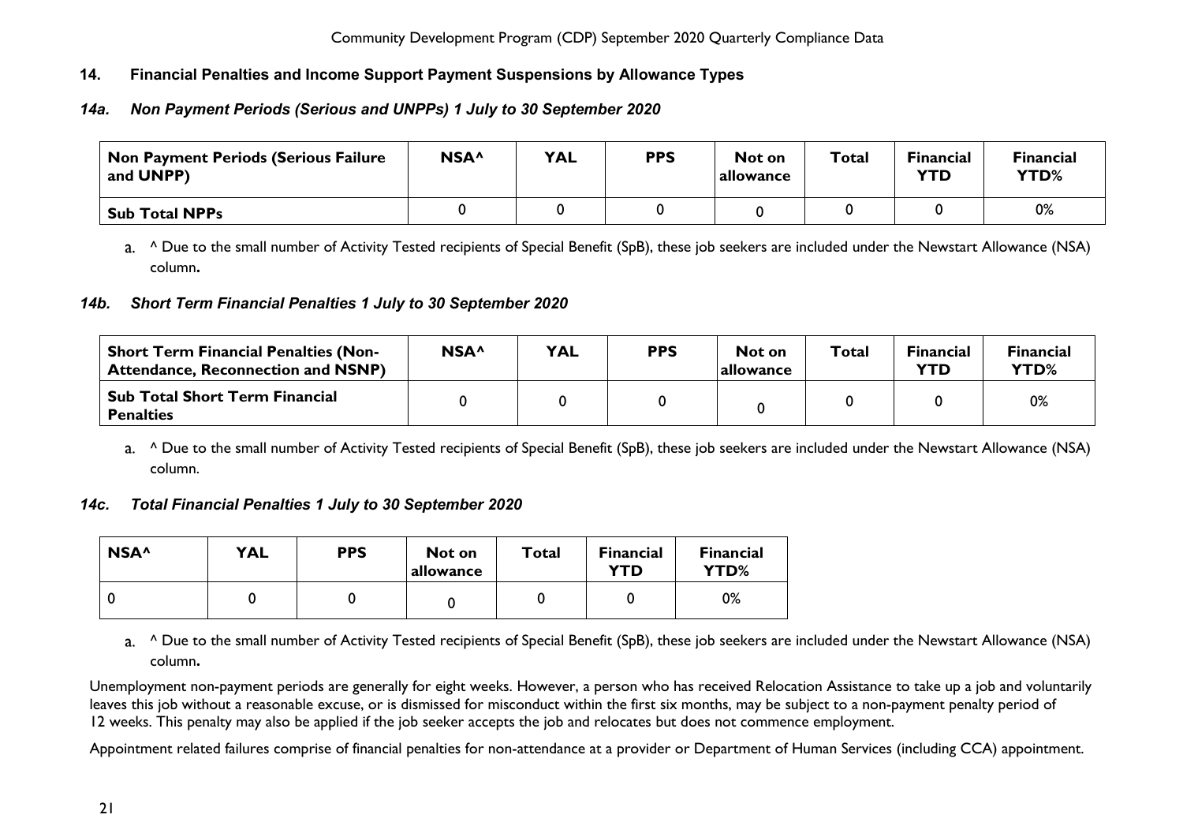## 14. Financial Penalties and Income Support Payment Suspensions by Allowance Types

### *14a. Non Payment Periods (Serious and UNPPs) 1 July to 30 September 2020*

| Non Payment Periods (Serious Failure and UNPP) | NSA^ | YAL | PPS | Not on allowance | Total | Financial YTD | Financial YTD% |
|---|---|---|---|---|---|---|---|
| **Sub Total NPPs** | 0 | 0 | 0 | 0 | 0 | 0 | 0% |

a. ^ Due to the small number of Activity Tested recipients of Special Benefit (SpB), these job seekers are included under the Newstart Allowance (NSA) column**.**

### *14b. Short Term Financial Penalties 1 July to 30 September 2020*

| Short Term Financial Penalties (Non-Attendance, Reconnection and NSNP) | NSA^ | YAL | PPS | Not on allowance | Total | Financial YTD | Financial YTD% |
|---|---|---|---|---|---|---|---|
| **Sub Total Short Term Financial Penalties** | 0 | 0 | 0 | 0 | 0 | 0 | 0% |

a. ^ Due to the small number of Activity Tested recipients of Special Benefit (SpB), these job seekers are included under the Newstart Allowance (NSA) column.

### *14c. Total Financial Penalties 1 July to 30 September 2020*

| NSA^ | YAL | PPS | Not on allowance | Total | Financial YTD | Financial YTD% |
|---|---|---|---|---|---|---|
| 0 | 0 | 0 | 0 | 0 | 0 | 0% |

a. ^ Due to the small number of Activity Tested recipients of Special Benefit (SpB), these job seekers are included under the Newstart Allowance (NSA) column**.**

Unemployment non-payment periods are generally for eight weeks. However, a person who has received Relocation Assistance to take up a job and voluntarily leaves this job without a reasonable excuse, or is dismissed for misconduct within the first six months, may be subject to a non-payment penalty period of 12 weeks. This penalty may also be applied if the job seeker accepts the job and relocates but does not commence employment.

Appointment related failures comprise of financial penalties for non-attendance at a provider or Department of Human Services (including CCA) appointment.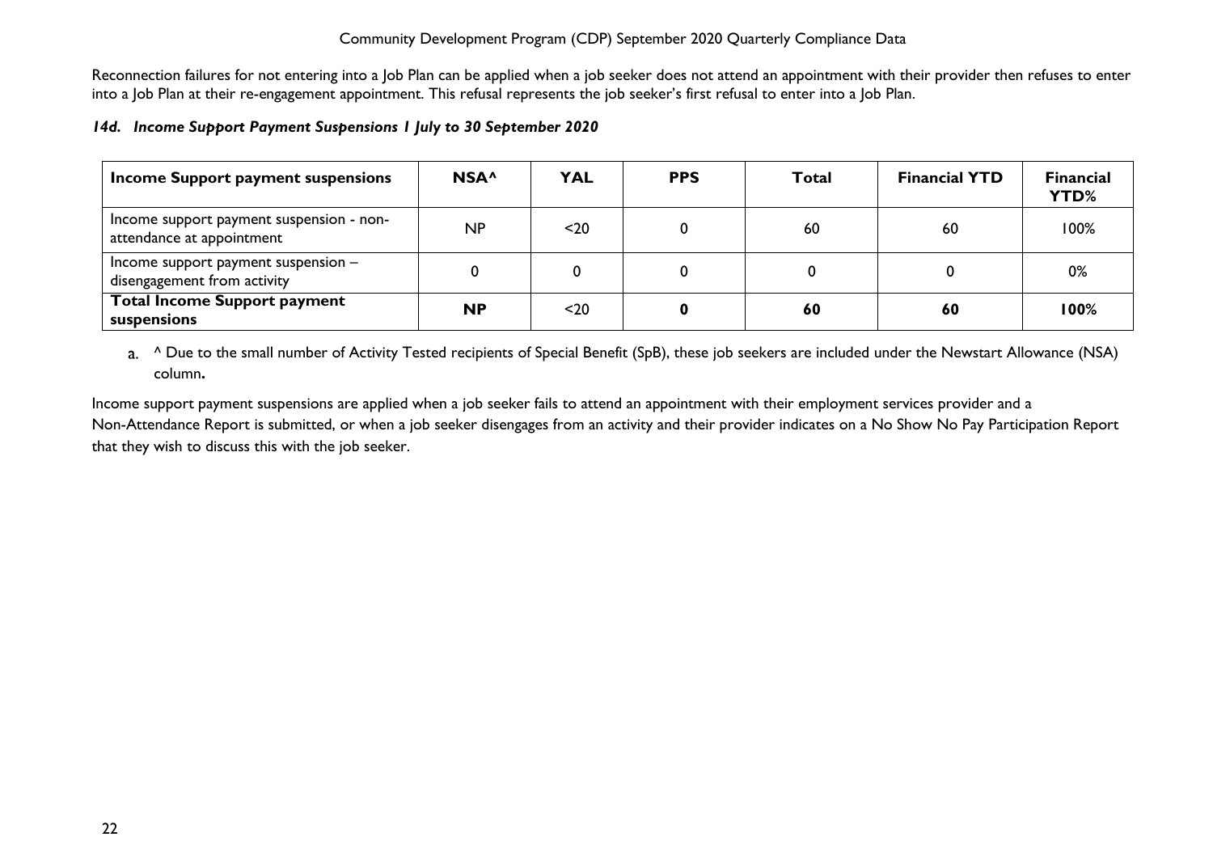Reconnection failures for not entering into a Job Plan can be applied when a job seeker does not attend an appointment with their provider then refuses to enter into a Job Plan at their re-engagement appointment. This refusal represents the job seeker's first refusal to enter into a Job Plan.

#### *14d. Income Support Payment Suspensions 1 July to 30 September 2020*

| Income Support payment suspensions | NSA^ | YAL | PPS | Total | Financial YTD | Financial YTD% |
|---|---|---|---|---|---|---|
| Income support payment suspension - non-attendance at appointment | NP | <20 | 0 | 60 | 60 | 100% |
| Income support payment suspension – disengagement from activity | 0 | 0 | 0 | 0 | 0 | 0% |
| **Total Income Support payment suspensions** | **NP** | <20 | **0** | **60** | **60** | **100%** |

a. ^ Due to the small number of Activity Tested recipients of Special Benefit (SpB), these job seekers are included under the Newstart Allowance (NSA) column**.**

Income support payment suspensions are applied when a job seeker fails to attend an appointment with their employment services provider and a Non-Attendance Report is submitted, or when a job seeker disengages from an activity and their provider indicates on a No Show No Pay Participation Report that they wish to discuss this with the job seeker.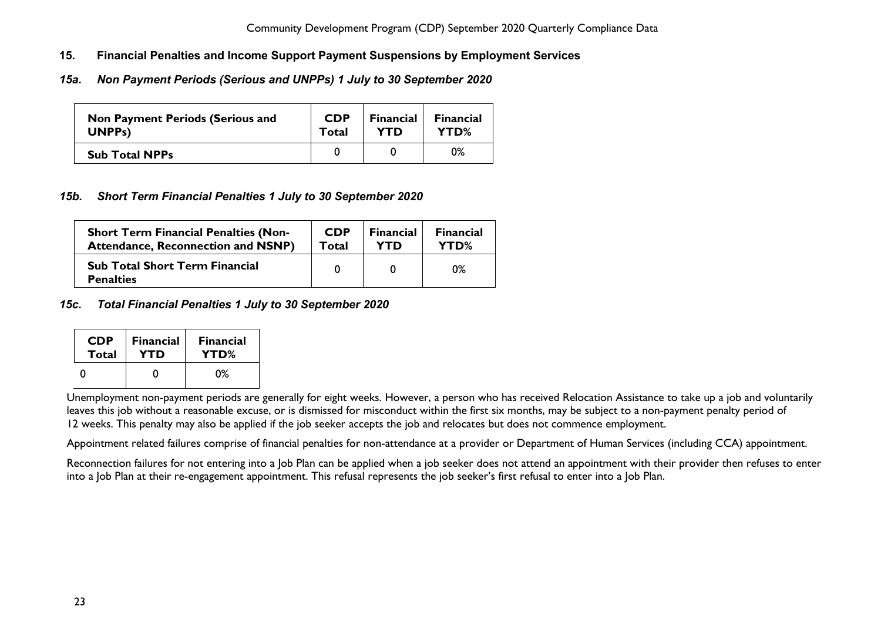## 15. Financial Penalties and Income Support Payment Suspensions by Employment Services

### *15a. Non Payment Periods (Serious and UNPPs) 1 July to 30 September 2020*

| Non Payment Periods (Serious and UNPPs) | CDP Total | Financial YTD | Financial YTD% |
|---|---|---|---|
| **Sub Total NPPs** | 0 | 0 | 0% |

### *15b. Short Term Financial Penalties 1 July to 30 September 2020*

| Short Term Financial Penalties (Non-Attendance, Reconnection and NSNP) | CDP Total | Financial YTD | Financial YTD% |
|---|---|---|---|
| **Sub Total Short Term Financial Penalties** | 0 | 0 | 0% |

### *15c. Total Financial Penalties 1 July to 30 September 2020*

| CDP Total | Financial YTD | Financial YTD% |
|---|---|---|
| 0 | 0 | 0% |

Unemployment non-payment periods are generally for eight weeks. However, a person who has received Relocation Assistance to take up a job and voluntarily leaves this job without a reasonable excuse, or is dismissed for misconduct within the first six months, may be subject to a non-payment penalty period of 12 weeks. This penalty may also be applied if the job seeker accepts the job and relocates but does not commence employment.

Appointment related failures comprise of financial penalties for non-attendance at a provider or Department of Human Services (including CCA) appointment.

Reconnection failures for not entering into a Job Plan can be applied when a job seeker does not attend an appointment with their provider then refuses to enter into a Job Plan at their re-engagement appointment. This refusal represents the job seeker's first refusal to enter into a Job Plan.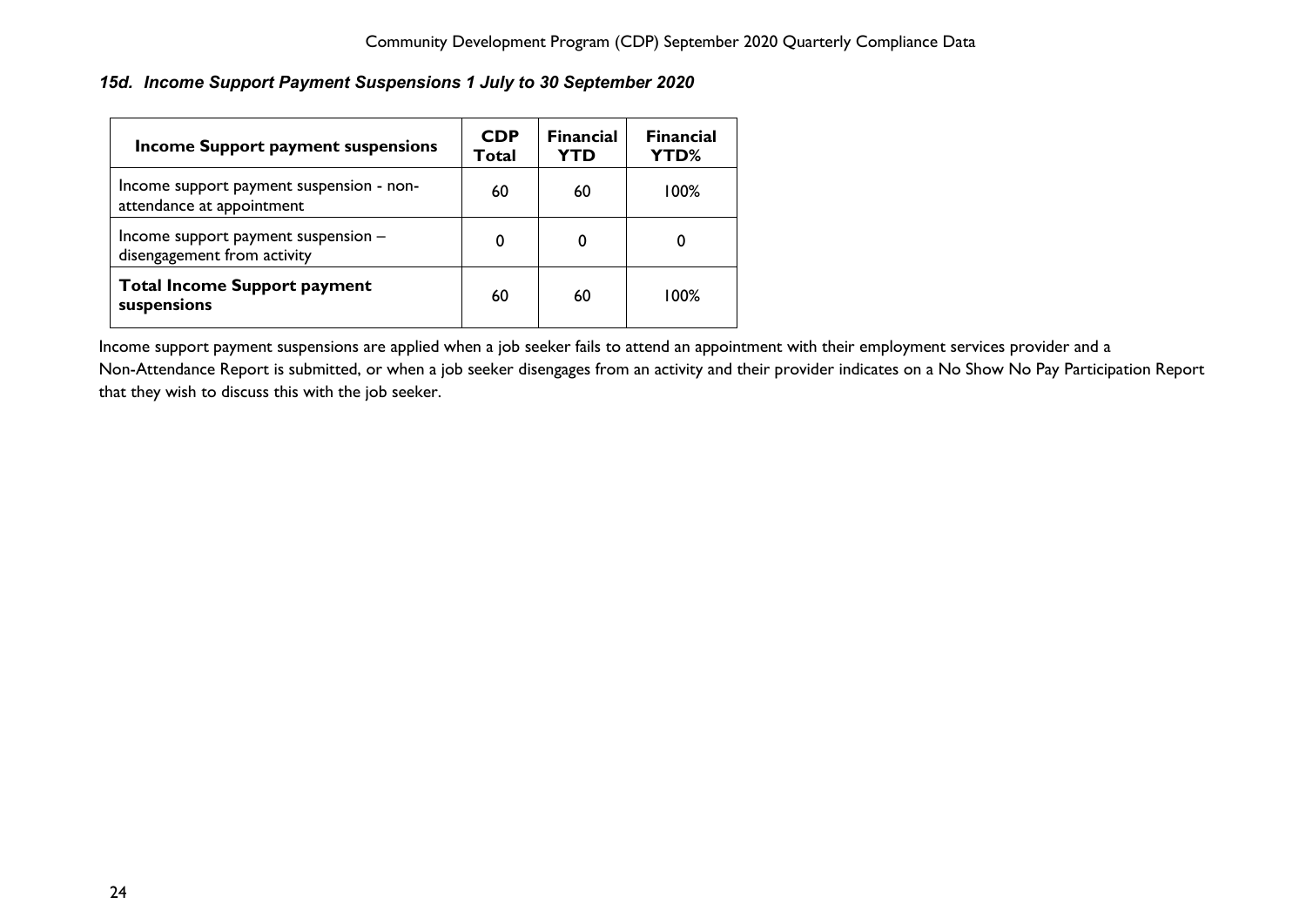### *15d. Income Support Payment Suspensions 1 July to 30 September 2020*

| Income Support payment suspensions | CDP Total | Financial YTD | Financial YTD% |
| --- | --- | --- | --- |
| Income support payment suspension - non-attendance at appointment | 60 | 60 | 100% |
| Income support payment suspension – disengagement from activity | 0 | 0 | 0 |
| **Total Income Support payment suspensions** | 60 | 60 | 100% |

Income support payment suspensions are applied when a job seeker fails to attend an appointment with their employment services provider and a Non-Attendance Report is submitted, or when a job seeker disengages from an activity and their provider indicates on a No Show No Pay Participation Report that they wish to discuss this with the job seeker.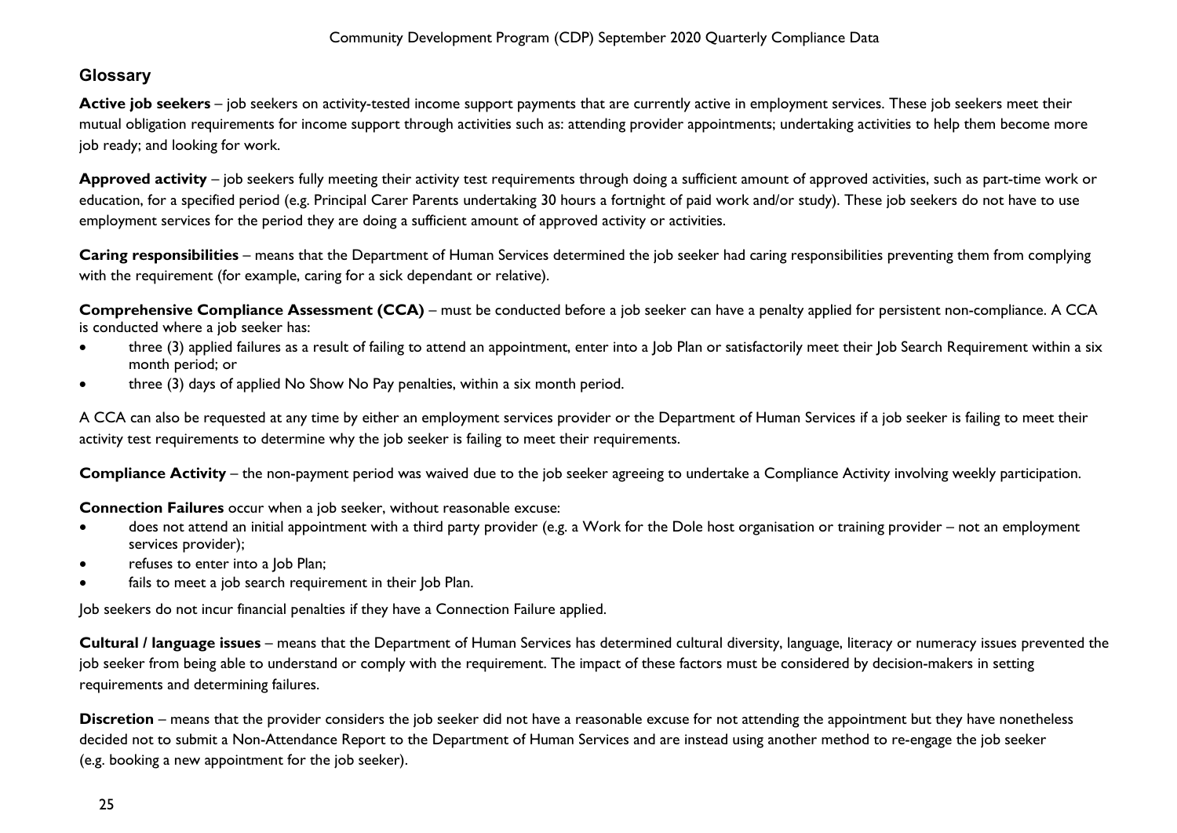## Glossary

**Active job seekers** – job seekers on activity-tested income support payments that are currently active in employment services. These job seekers meet their mutual obligation requirements for income support through activities such as: attending provider appointments; undertaking activities to help them become more job ready; and looking for work.

**Approved activity** – job seekers fully meeting their activity test requirements through doing a sufficient amount of approved activities, such as part-time work or education, for a specified period (e.g. Principal Carer Parents undertaking 30 hours a fortnight of paid work and/or study). These job seekers do not have to use employment services for the period they are doing a sufficient amount of approved activity or activities.

**Caring responsibilities** – means that the Department of Human Services determined the job seeker had caring responsibilities preventing them from complying with the requirement (for example, caring for a sick dependant or relative).

**Comprehensive Compliance Assessment (CCA)** – must be conducted before a job seeker can have a penalty applied for persistent non-compliance. A CCA is conducted where a job seeker has:

- three (3) applied failures as a result of failing to attend an appointment, enter into a Job Plan or satisfactorily meet their Job Search Requirement within a six month period; or
- three (3) days of applied No Show No Pay penalties, within a six month period.

A CCA can also be requested at any time by either an employment services provider or the Department of Human Services if a job seeker is failing to meet their activity test requirements to determine why the job seeker is failing to meet their requirements.

**Compliance Activity** – the non-payment period was waived due to the job seeker agreeing to undertake a Compliance Activity involving weekly participation.

**Connection Failures** occur when a job seeker, without reasonable excuse:

- does not attend an initial appointment with a third party provider (e.g. a Work for the Dole host organisation or training provider – not an employment services provider);
- refuses to enter into a Job Plan;
- fails to meet a job search requirement in their Job Plan.

Job seekers do not incur financial penalties if they have a Connection Failure applied.

**Cultural / language issues** – means that the Department of Human Services has determined cultural diversity, language, literacy or numeracy issues prevented the job seeker from being able to understand or comply with the requirement. The impact of these factors must be considered by decision-makers in setting requirements and determining failures.

**Discretion** – means that the provider considers the job seeker did not have a reasonable excuse for not attending the appointment but they have nonetheless decided not to submit a Non-Attendance Report to the Department of Human Services and are instead using another method to re-engage the job seeker (e.g. booking a new appointment for the job seeker).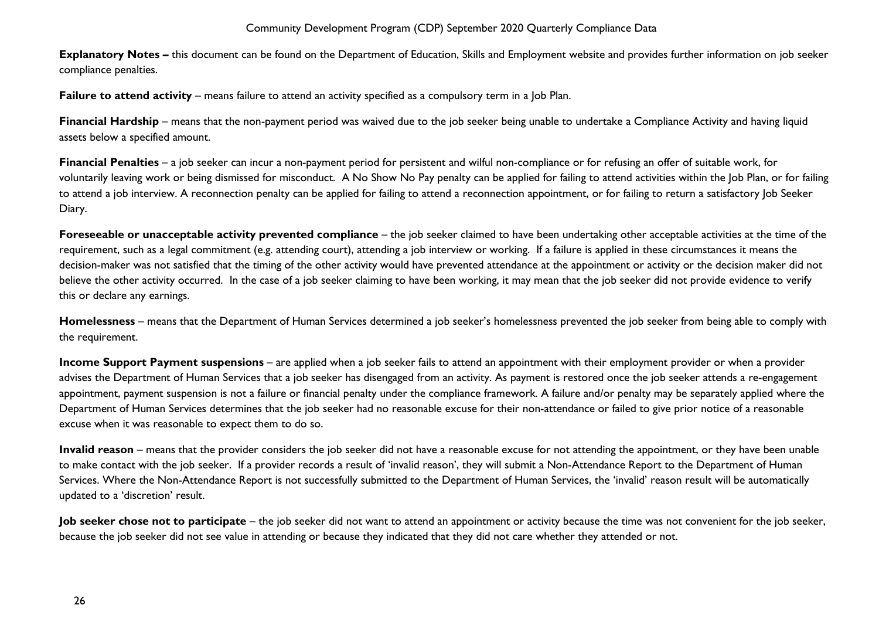**Explanatory Notes –** this document can be found on the Department of Education, Skills and Employment website and provides further information on job seeker compliance penalties.

**Failure to attend activity** – means failure to attend an activity specified as a compulsory term in a Job Plan.

**Financial Hardship** – means that the non-payment period was waived due to the job seeker being unable to undertake a Compliance Activity and having liquid assets below a specified amount.

**Financial Penalties** – a job seeker can incur a non-payment period for persistent and wilful non-compliance or for refusing an offer of suitable work, for voluntarily leaving work or being dismissed for misconduct. A No Show No Pay penalty can be applied for failing to attend activities within the Job Plan, or for failing to attend a job interview. A reconnection penalty can be applied for failing to attend a reconnection appointment, or for failing to return a satisfactory Job Seeker Diary.

**Foreseeable or unacceptable activity prevented compliance** – the job seeker claimed to have been undertaking other acceptable activities at the time of the requirement, such as a legal commitment (e.g. attending court), attending a job interview or working. If a failure is applied in these circumstances it means the decision-maker was not satisfied that the timing of the other activity would have prevented attendance at the appointment or activity or the decision maker did not believe the other activity occurred. In the case of a job seeker claiming to have been working, it may mean that the job seeker did not provide evidence to verify this or declare any earnings.

**Homelessness** – means that the Department of Human Services determined a job seeker's homelessness prevented the job seeker from being able to comply with the requirement.

**Income Support Payment suspensions** – are applied when a job seeker fails to attend an appointment with their employment provider or when a provider advises the Department of Human Services that a job seeker has disengaged from an activity. As payment is restored once the job seeker attends a re-engagement appointment, payment suspension is not a failure or financial penalty under the compliance framework. A failure and/or penalty may be separately applied where the Department of Human Services determines that the job seeker had no reasonable excuse for their non-attendance or failed to give prior notice of a reasonable excuse when it was reasonable to expect them to do so.

**Invalid reason** – means that the provider considers the job seeker did not have a reasonable excuse for not attending the appointment, or they have been unable to make contact with the job seeker. If a provider records a result of 'invalid reason', they will submit a Non-Attendance Report to the Department of Human Services. Where the Non-Attendance Report is not successfully submitted to the Department of Human Services, the 'invalid' reason result will be automatically updated to a 'discretion' result.

**Job seeker chose not to participate** – the job seeker did not want to attend an appointment or activity because the time was not convenient for the job seeker, because the job seeker did not see value in attending or because they indicated that they did not care whether they attended or not.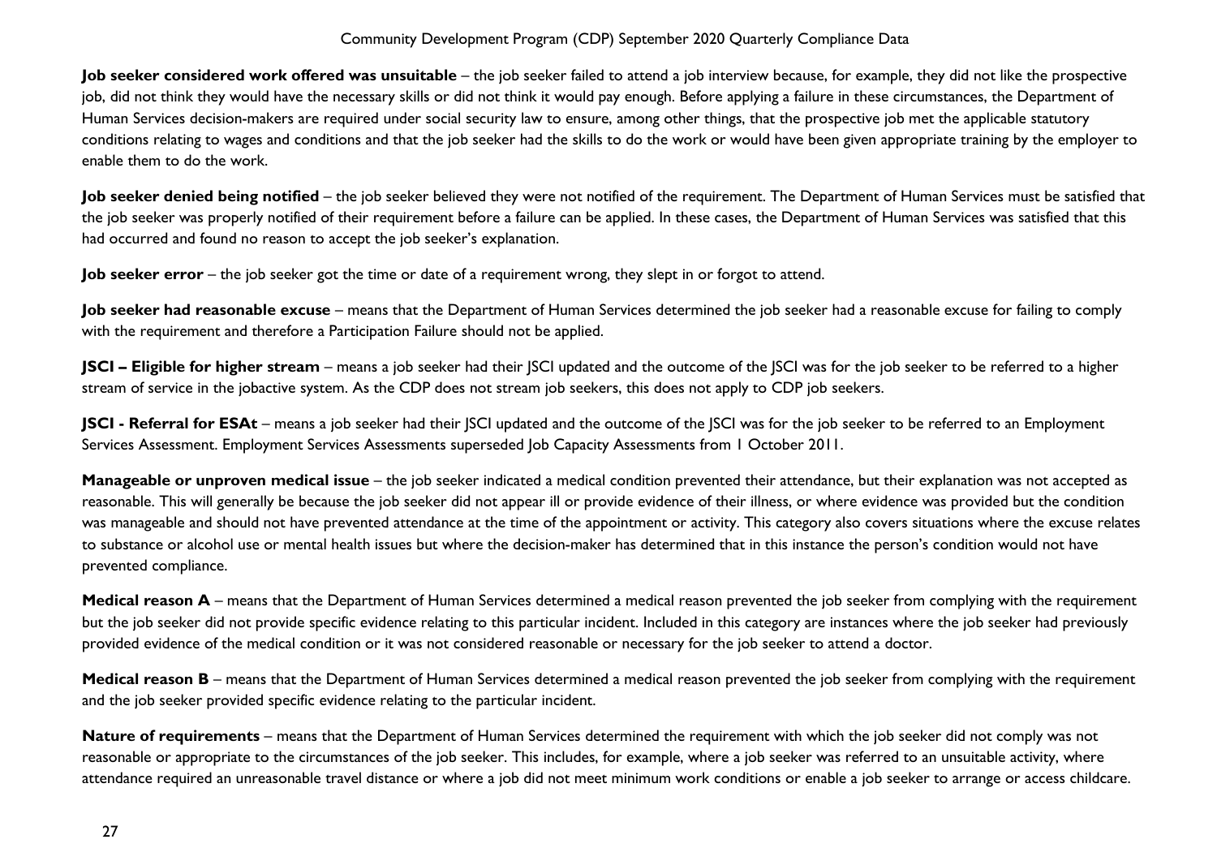**Job seeker considered work offered was unsuitable** – the job seeker failed to attend a job interview because, for example, they did not like the prospective job, did not think they would have the necessary skills or did not think it would pay enough. Before applying a failure in these circumstances, the Department of Human Services decision-makers are required under social security law to ensure, among other things, that the prospective job met the applicable statutory conditions relating to wages and conditions and that the job seeker had the skills to do the work or would have been given appropriate training by the employer to enable them to do the work.

**Job seeker denied being notified** – the job seeker believed they were not notified of the requirement. The Department of Human Services must be satisfied that the job seeker was properly notified of their requirement before a failure can be applied. In these cases, the Department of Human Services was satisfied that this had occurred and found no reason to accept the job seeker's explanation.

**Job seeker error** – the job seeker got the time or date of a requirement wrong, they slept in or forgot to attend.

**Job seeker had reasonable excuse** – means that the Department of Human Services determined the job seeker had a reasonable excuse for failing to comply with the requirement and therefore a Participation Failure should not be applied.

**JSCI – Eligible for higher stream** – means a job seeker had their JSCI updated and the outcome of the JSCI was for the job seeker to be referred to a higher stream of service in the jobactive system. As the CDP does not stream job seekers, this does not apply to CDP job seekers.

**JSCI - Referral for ESAt** – means a job seeker had their JSCI updated and the outcome of the JSCI was for the job seeker to be referred to an Employment Services Assessment. Employment Services Assessments superseded Job Capacity Assessments from 1 October 2011.

**Manageable or unproven medical issue** – the job seeker indicated a medical condition prevented their attendance, but their explanation was not accepted as reasonable. This will generally be because the job seeker did not appear ill or provide evidence of their illness, or where evidence was provided but the condition was manageable and should not have prevented attendance at the time of the appointment or activity. This category also covers situations where the excuse relates to substance or alcohol use or mental health issues but where the decision-maker has determined that in this instance the person's condition would not have prevented compliance.

**Medical reason A** – means that the Department of Human Services determined a medical reason prevented the job seeker from complying with the requirement but the job seeker did not provide specific evidence relating to this particular incident. Included in this category are instances where the job seeker had previously provided evidence of the medical condition or it was not considered reasonable or necessary for the job seeker to attend a doctor.

**Medical reason B** – means that the Department of Human Services determined a medical reason prevented the job seeker from complying with the requirement and the job seeker provided specific evidence relating to the particular incident.

**Nature of requirements** – means that the Department of Human Services determined the requirement with which the job seeker did not comply was not reasonable or appropriate to the circumstances of the job seeker. This includes, for example, where a job seeker was referred to an unsuitable activity, where attendance required an unreasonable travel distance or where a job did not meet minimum work conditions or enable a job seeker to arrange or access childcare.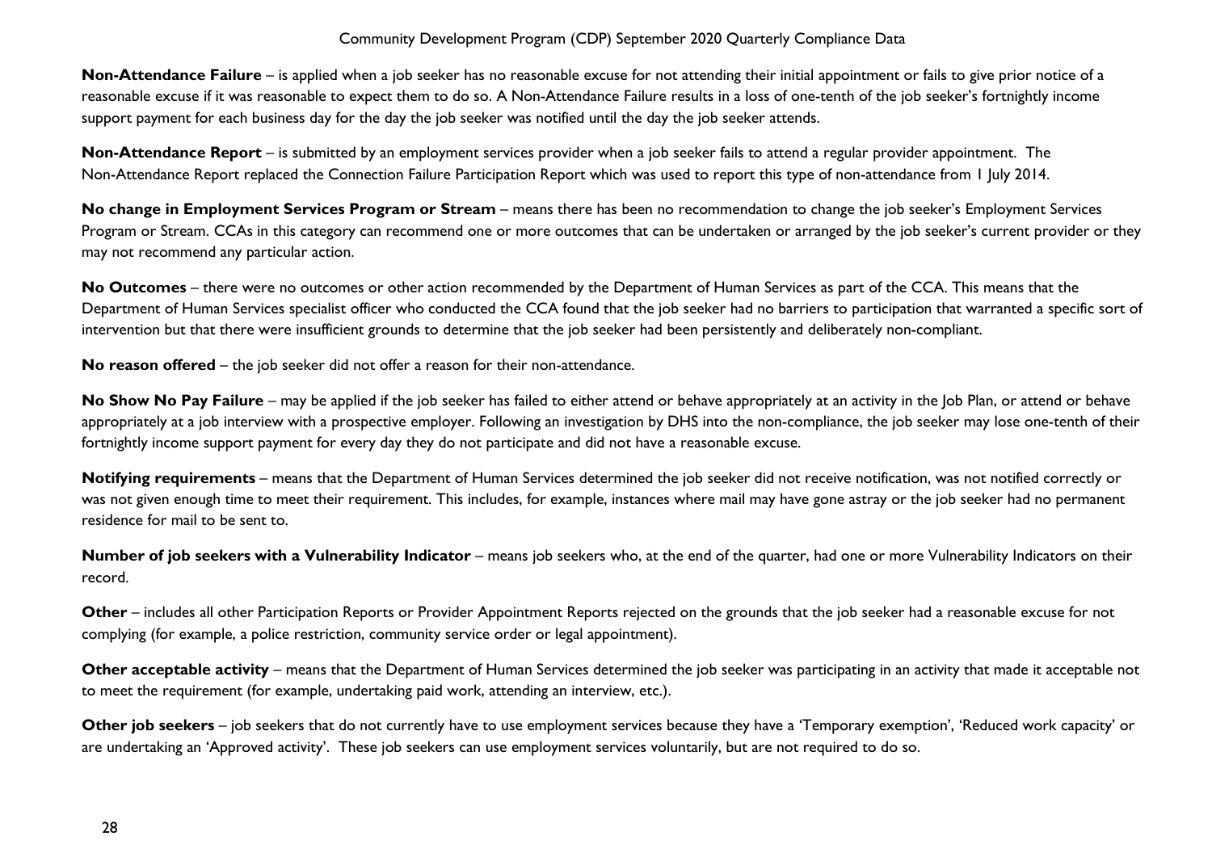**Non-Attendance Failure** – is applied when a job seeker has no reasonable excuse for not attending their initial appointment or fails to give prior notice of a reasonable excuse if it was reasonable to expect them to do so. A Non-Attendance Failure results in a loss of one-tenth of the job seeker's fortnightly income support payment for each business day for the day the job seeker was notified until the day the job seeker attends.

**Non-Attendance Report** – is submitted by an employment services provider when a job seeker fails to attend a regular provider appointment. The Non-Attendance Report replaced the Connection Failure Participation Report which was used to report this type of non-attendance from 1 July 2014.

**No change in Employment Services Program or Stream** – means there has been no recommendation to change the job seeker's Employment Services Program or Stream. CCAs in this category can recommend one or more outcomes that can be undertaken or arranged by the job seeker's current provider or they may not recommend any particular action.

**No Outcomes** – there were no outcomes or other action recommended by the Department of Human Services as part of the CCA. This means that the Department of Human Services specialist officer who conducted the CCA found that the job seeker had no barriers to participation that warranted a specific sort of intervention but that there were insufficient grounds to determine that the job seeker had been persistently and deliberately non-compliant.

**No reason offered** – the job seeker did not offer a reason for their non-attendance.

**No Show No Pay Failure** – may be applied if the job seeker has failed to either attend or behave appropriately at an activity in the Job Plan, or attend or behave appropriately at a job interview with a prospective employer. Following an investigation by DHS into the non-compliance, the job seeker may lose one-tenth of their fortnightly income support payment for every day they do not participate and did not have a reasonable excuse.

**Notifying requirements** – means that the Department of Human Services determined the job seeker did not receive notification, was not notified correctly or was not given enough time to meet their requirement. This includes, for example, instances where mail may have gone astray or the job seeker had no permanent residence for mail to be sent to.

**Number of job seekers with a Vulnerability Indicator** – means job seekers who, at the end of the quarter, had one or more Vulnerability Indicators on their record.

**Other** – includes all other Participation Reports or Provider Appointment Reports rejected on the grounds that the job seeker had a reasonable excuse for not complying (for example, a police restriction, community service order or legal appointment).

**Other acceptable activity** – means that the Department of Human Services determined the job seeker was participating in an activity that made it acceptable not to meet the requirement (for example, undertaking paid work, attending an interview, etc.).

**Other job seekers** – job seekers that do not currently have to use employment services because they have a 'Temporary exemption', 'Reduced work capacity' or are undertaking an 'Approved activity'. These job seekers can use employment services voluntarily, but are not required to do so.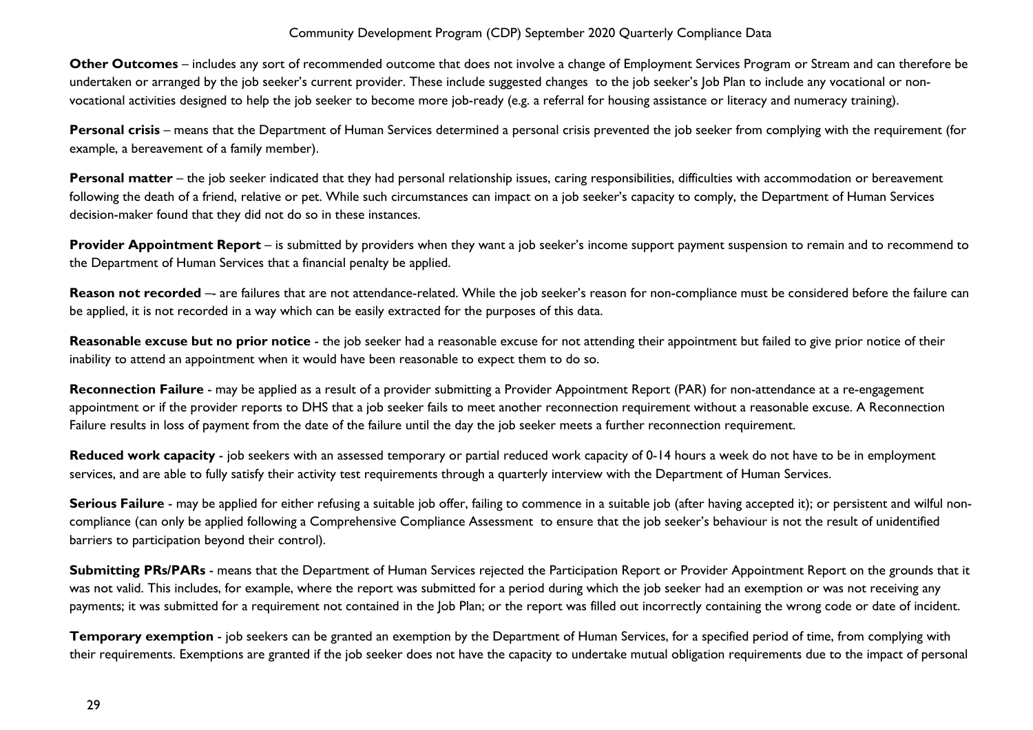**Other Outcomes** – includes any sort of recommended outcome that does not involve a change of Employment Services Program or Stream and can therefore be undertaken or arranged by the job seeker's current provider. These include suggested changes to the job seeker's Job Plan to include any vocational or non-vocational activities designed to help the job seeker to become more job-ready (e.g. a referral for housing assistance or literacy and numeracy training).

**Personal crisis** – means that the Department of Human Services determined a personal crisis prevented the job seeker from complying with the requirement (for example, a bereavement of a family member).

**Personal matter** – the job seeker indicated that they had personal relationship issues, caring responsibilities, difficulties with accommodation or bereavement following the death of a friend, relative or pet. While such circumstances can impact on a job seeker's capacity to comply, the Department of Human Services decision-maker found that they did not do so in these instances.

**Provider Appointment Report** – is submitted by providers when they want a job seeker's income support payment suspension to remain and to recommend to the Department of Human Services that a financial penalty be applied.

**Reason not recorded** –- are failures that are not attendance-related. While the job seeker's reason for non-compliance must be considered before the failure can be applied, it is not recorded in a way which can be easily extracted for the purposes of this data.

**Reasonable excuse but no prior notice** - the job seeker had a reasonable excuse for not attending their appointment but failed to give prior notice of their inability to attend an appointment when it would have been reasonable to expect them to do so.

**Reconnection Failure** - may be applied as a result of a provider submitting a Provider Appointment Report (PAR) for non-attendance at a re-engagement appointment or if the provider reports to DHS that a job seeker fails to meet another reconnection requirement without a reasonable excuse. A Reconnection Failure results in loss of payment from the date of the failure until the day the job seeker meets a further reconnection requirement.

**Reduced work capacity** - job seekers with an assessed temporary or partial reduced work capacity of 0-14 hours a week do not have to be in employment services, and are able to fully satisfy their activity test requirements through a quarterly interview with the Department of Human Services.

**Serious Failure** - may be applied for either refusing a suitable job offer, failing to commence in a suitable job (after having accepted it); or persistent and wilful non-compliance (can only be applied following a Comprehensive Compliance Assessment to ensure that the job seeker's behaviour is not the result of unidentified barriers to participation beyond their control).

**Submitting PRs/PARs** - means that the Department of Human Services rejected the Participation Report or Provider Appointment Report on the grounds that it was not valid. This includes, for example, where the report was submitted for a period during which the job seeker had an exemption or was not receiving any payments; it was submitted for a requirement not contained in the Job Plan; or the report was filled out incorrectly containing the wrong code or date of incident.

**Temporary exemption** - job seekers can be granted an exemption by the Department of Human Services, for a specified period of time, from complying with their requirements. Exemptions are granted if the job seeker does not have the capacity to undertake mutual obligation requirements due to the impact of personal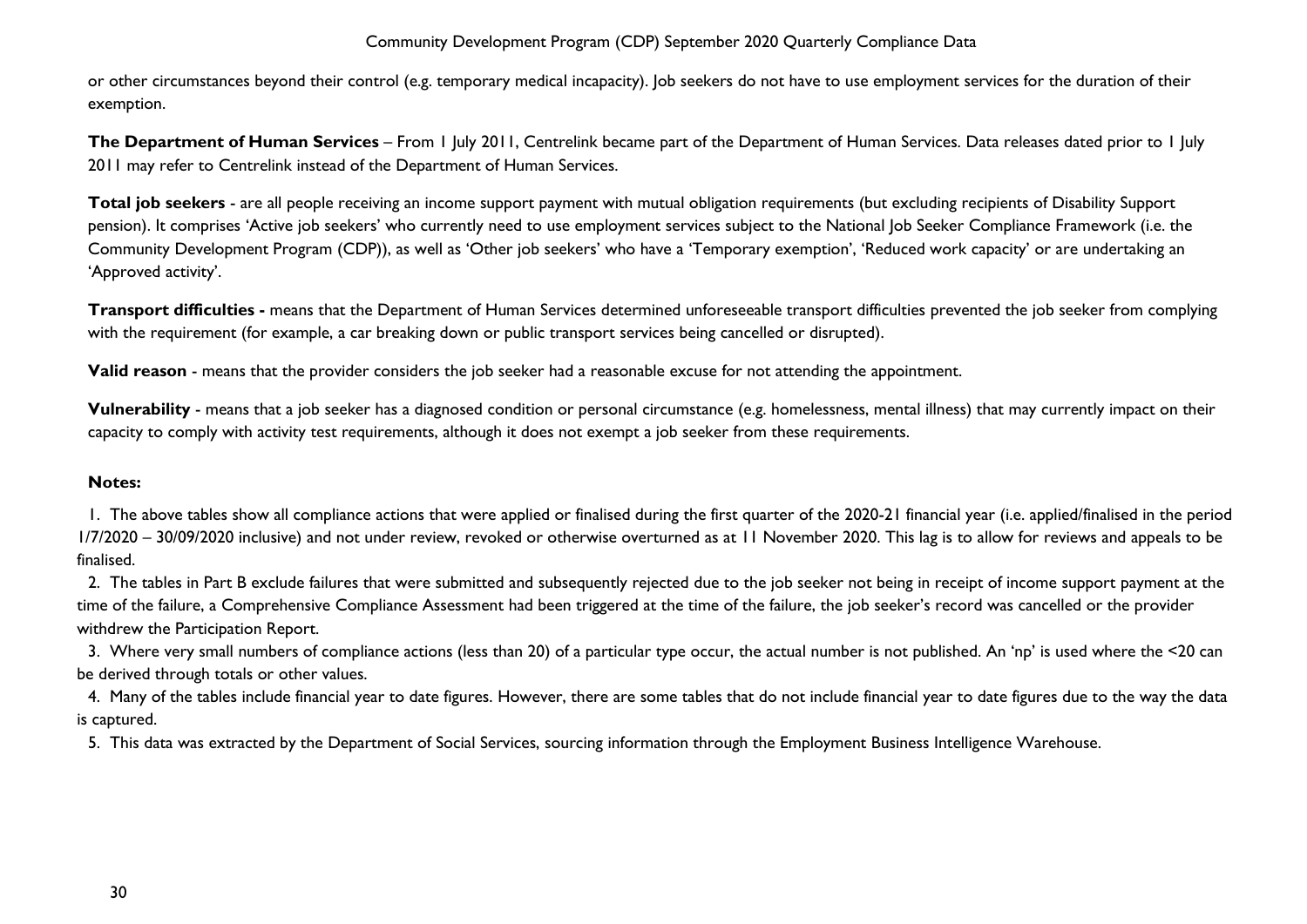or other circumstances beyond their control (e.g. temporary medical incapacity). Job seekers do not have to use employment services for the duration of their exemption.

**The Department of Human Services** – From 1 July 2011, Centrelink became part of the Department of Human Services. Data releases dated prior to 1 July 2011 may refer to Centrelink instead of the Department of Human Services.

**Total job seekers** - are all people receiving an income support payment with mutual obligation requirements (but excluding recipients of Disability Support pension). It comprises 'Active job seekers' who currently need to use employment services subject to the National Job Seeker Compliance Framework (i.e. the Community Development Program (CDP)), as well as 'Other job seekers' who have a 'Temporary exemption', 'Reduced work capacity' or are undertaking an 'Approved activity'.

**Transport difficulties -** means that the Department of Human Services determined unforeseeable transport difficulties prevented the job seeker from complying with the requirement (for example, a car breaking down or public transport services being cancelled or disrupted).

**Valid reason** - means that the provider considers the job seeker had a reasonable excuse for not attending the appointment.

**Vulnerability** - means that a job seeker has a diagnosed condition or personal circumstance (e.g. homelessness, mental illness) that may currently impact on their capacity to comply with activity test requirements, although it does not exempt a job seeker from these requirements.

**Notes:**

1. The above tables show all compliance actions that were applied or finalised during the first quarter of the 2020-21 financial year (i.e. applied/finalised in the period 1/7/2020 – 30/09/2020 inclusive) and not under review, revoked or otherwise overturned as at 11 November 2020. This lag is to allow for reviews and appeals to be finalised.
2. The tables in Part B exclude failures that were submitted and subsequently rejected due to the job seeker not being in receipt of income support payment at the time of the failure, a Comprehensive Compliance Assessment had been triggered at the time of the failure, the job seeker's record was cancelled or the provider withdrew the Participation Report.
3. Where very small numbers of compliance actions (less than 20) of a particular type occur, the actual number is not published. An 'np' is used where the <20 can be derived through totals or other values.
4. Many of the tables include financial year to date figures. However, there are some tables that do not include financial year to date figures due to the way the data is captured.
5. This data was extracted by the Department of Social Services, sourcing information through the Employment Business Intelligence Warehouse.